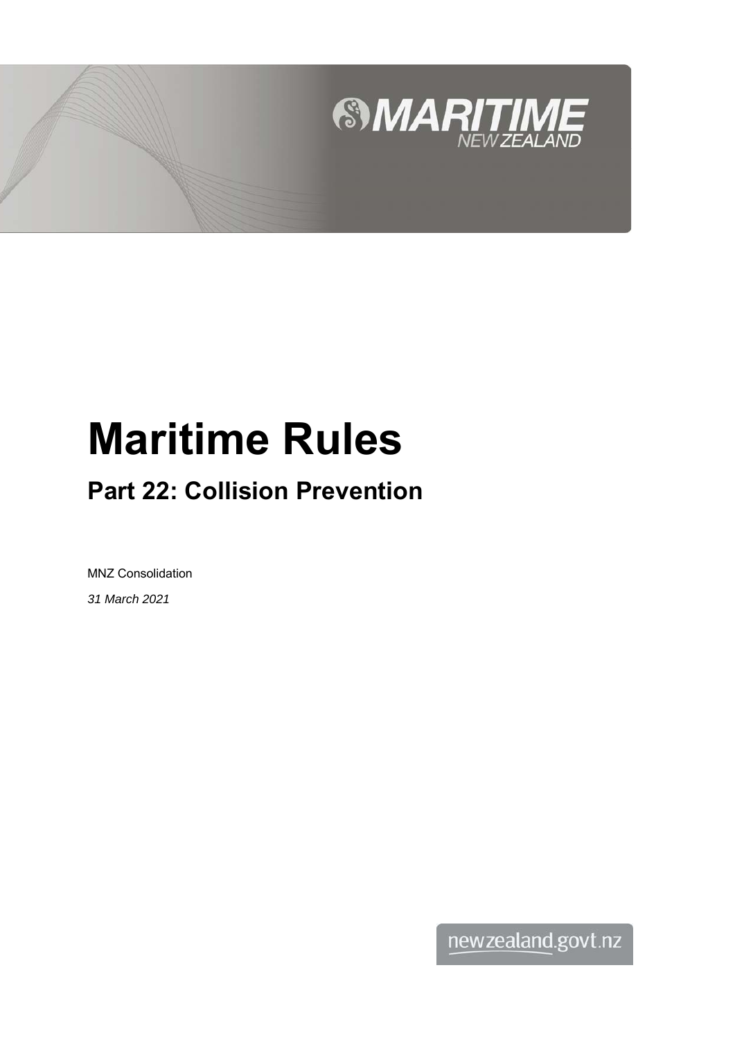# Maritime Rules

## Part 22: Collision Prevention

MNZ Consolidation

*31 March 2021*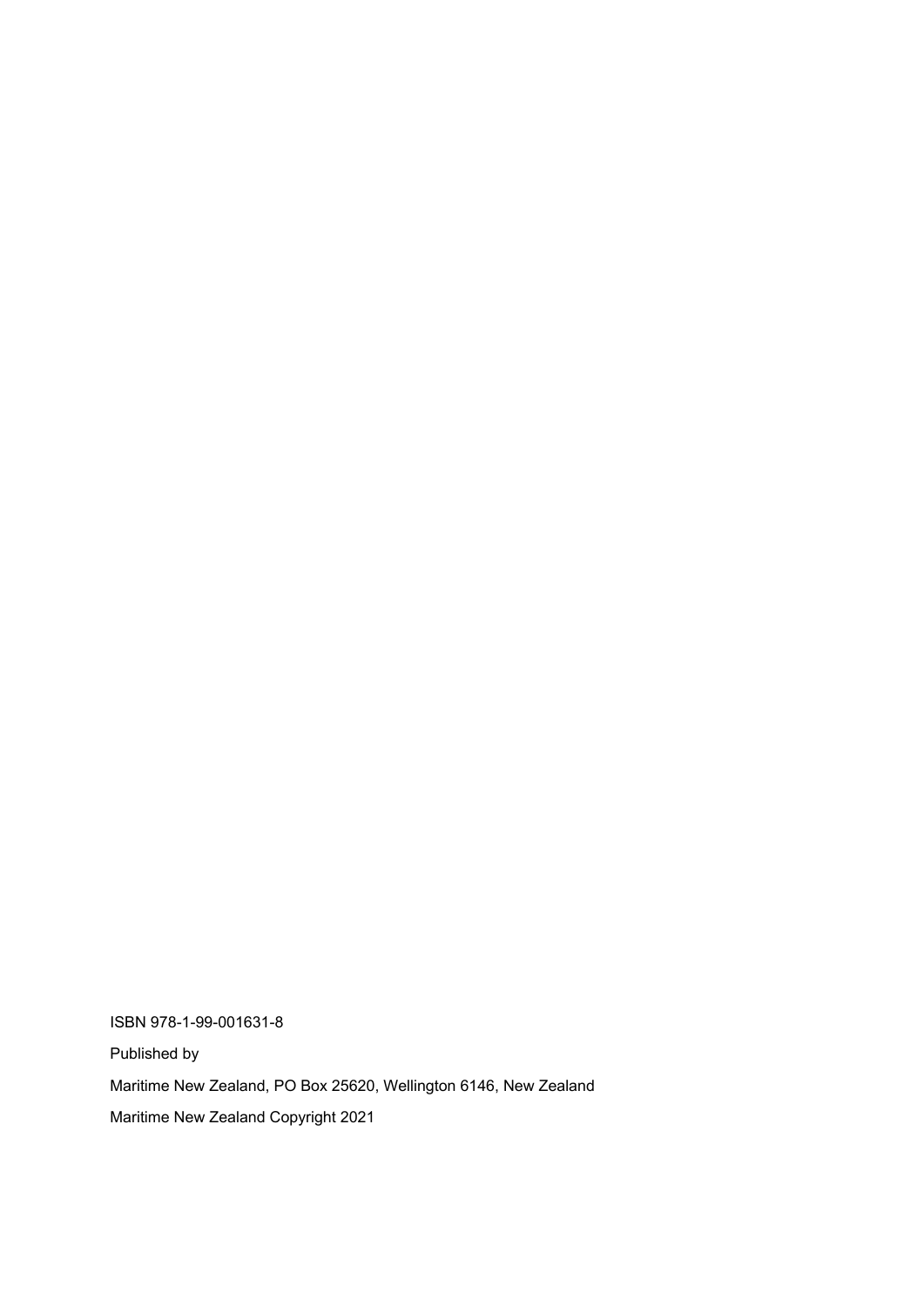ISBN 978-1-99-001631-8

Published by

Maritime New Zealand, PO Box 25620, Wellington 6146, New Zealand

Maritime New Zealand Copyright 2021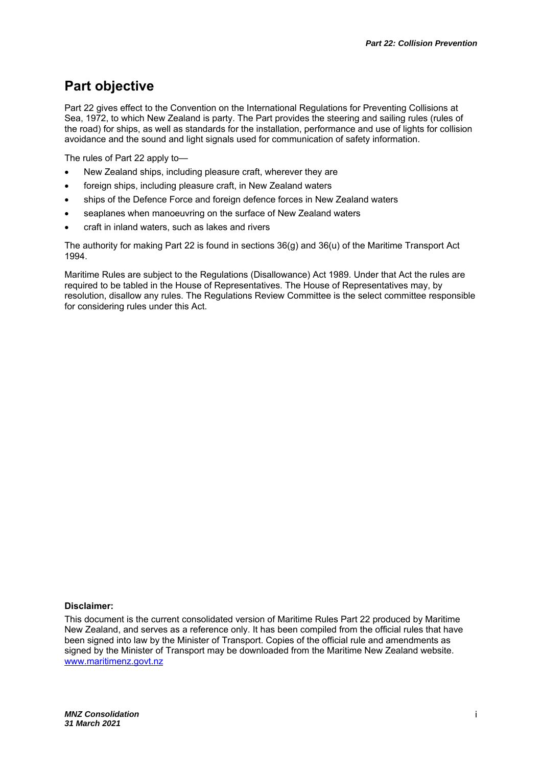# Part objective

Part 22 gives effect to the Convention on the International Regulations for Preventing Collisions at Sea, 1972, to which New Zealand is party. The Part provides the steering and sailing rules (rules of the road) for ships, as well as standards for the installation, performance and use of lights for collision avoidance and the sound and light signals used for communication of safety information.

The rules of Part 22 apply to—

- New Zealand ships, including pleasure craft, wherever they are
- foreign ships, including pleasure craft, in New Zealand waters
- ships of the Defence Force and foreign defence forces in New Zealand waters
- seaplanes when manoeuvring on the surface of New Zealand waters
- craft in inland waters, such as lakes and rivers

The authority for making Part 22 is found in sections 36(g) and 36(u) of the Maritime Transport Act 1994.

Maritime Rules are subject to the Regulations (Disallowance) Act 1989. Under that Act the rules are required to be tabled in the House of Representatives. The House of Representatives may, by resolution, disallow any rules. The Regulations Review Committee is the select committee responsible for considering rules under this Act.

**Disclaimer:**

This document is the current consolidated version of Maritime Rules Part 22 produced by Maritime New Zealand, and serves as a reference only. It has been compiled from the official rules that have been signed into law by the Minister of Transport. Copies of the official rule and amendments as signed by the Minister of Transport may be downloaded from the Maritime New Zealand website. www.maritimenz.govt.nz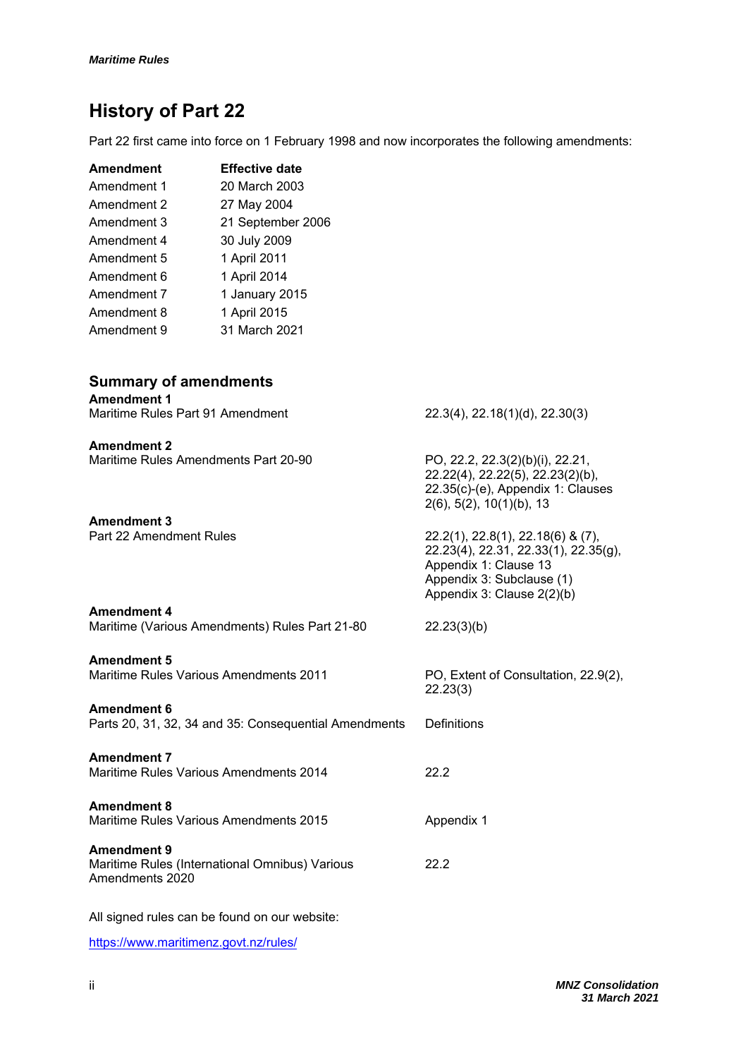# History of Part 22

Part 22 first came into force on 1 February 1998 and now incorporates the following amendments:

| Amendment | Effective date |
|---|---|
| Amendment 1 | 20 March 2003 |
| Amendment 2 | 27 May 2004 |
| Amendment 3 | 21 September 2006 |
| Amendment 4 | 30 July 2009 |
| Amendment 5 | 1 April 2011 |
| Amendment 6 | 1 April 2014 |
| Amendment 7 | 1 January 2015 |
| Amendment 8 | 1 April 2015 |
| Amendment 9 | 31 March 2021 |

## Summary of amendments

| Amendment | Rules affected |
|---|---|
| **Amendment 1**<br>Maritime Rules Part 91 Amendment | 22.3(4), 22.18(1)(d), 22.30(3) |
| **Amendment 2**<br>Maritime Rules Amendments Part 20-90 | PO, 22.2, 22.3(2)(b)(i), 22.21, 22.22(4), 22.22(5), 22.23(2)(b), 22.35(c)-(e), Appendix 1: Clauses 2(6), 5(2), 10(1)(b), 13 |
| **Amendment 3**<br>Part 22 Amendment Rules | 22.2(1), 22.8(1), 22.18(6) & (7), 22.23(4), 22.31, 22.33(1), 22.35(g), Appendix 1: Clause 13<br>Appendix 3: Subclause (1)<br>Appendix 3: Clause 2(2)(b) |
| **Amendment 4**<br>Maritime (Various Amendments) Rules Part 21-80 | 22.23(3)(b) |
| **Amendment 5**<br>Maritime Rules Various Amendments 2011 | PO, Extent of Consultation, 22.9(2), 22.23(3) |
| **Amendment 6**<br>Parts 20, 31, 32, 34 and 35: Consequential Amendments | Definitions |
| **Amendment 7**<br>Maritime Rules Various Amendments 2014 | 22.2 |
| **Amendment 8**<br>Maritime Rules Various Amendments 2015 | Appendix 1 |
| **Amendment 9**<br>Maritime Rules (International Omnibus) Various Amendments 2020 | 22.2 |

All signed rules can be found on our website:

https://www.maritimenz.govt.nz/rules/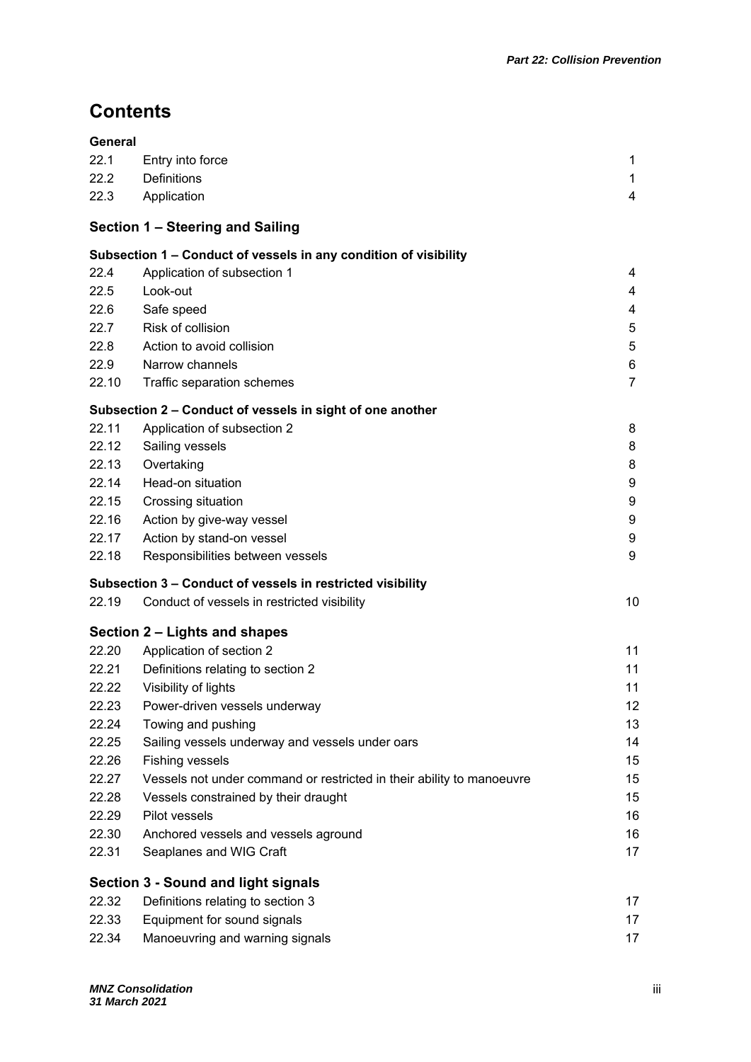# Contents

| **General** | | |
|---|---|---|
| 22.1 | Entry into force | 1 |
| 22.2 | Definitions | 1 |
| 22.3 | Application | 4 |

## Section 1 – Steering and Sailing

### Subsection 1 – Conduct of vessels in any condition of visibility

| | | |
|---|---|---|
| 22.4 | Application of subsection 1 | 4 |
| 22.5 | Look-out | 4 |
| 22.6 | Safe speed | 4 |
| 22.7 | Risk of collision | 5 |
| 22.8 | Action to avoid collision | 5 |
| 22.9 | Narrow channels | 6 |
| 22.10 | Traffic separation schemes | 7 |

### Subsection 2 – Conduct of vessels in sight of one another

| | | |
|---|---|---|
| 22.11 | Application of subsection 2 | 8 |
| 22.12 | Sailing vessels | 8 |
| 22.13 | Overtaking | 8 |
| 22.14 | Head-on situation | 9 |
| 22.15 | Crossing situation | 9 |
| 22.16 | Action by give-way vessel | 9 |
| 22.17 | Action by stand-on vessel | 9 |
| 22.18 | Responsibilities between vessels | 9 |

### Subsection 3 – Conduct of vessels in restricted visibility

| | | |
|---|---|---|
| 22.19 | Conduct of vessels in restricted visibility | 10 |

## Section 2 – Lights and shapes

| | | |
|---|---|---|
| 22.20 | Application of section 2 | 11 |
| 22.21 | Definitions relating to section 2 | 11 |
| 22.22 | Visibility of lights | 11 |
| 22.23 | Power-driven vessels underway | 12 |
| 22.24 | Towing and pushing | 13 |
| 22.25 | Sailing vessels underway and vessels under oars | 14 |
| 22.26 | Fishing vessels | 15 |
| 22.27 | Vessels not under command or restricted in their ability to manoeuvre | 15 |
| 22.28 | Vessels constrained by their draught | 15 |
| 22.29 | Pilot vessels | 16 |
| 22.30 | Anchored vessels and vessels aground | 16 |
| 22.31 | Seaplanes and WIG Craft | 17 |

## Section 3 - Sound and light signals

| | | |
|---|---|---|
| 22.32 | Definitions relating to section 3 | 17 |
| 22.33 | Equipment for sound signals | 17 |
| 22.34 | Manoeuvring and warning signals | 17 |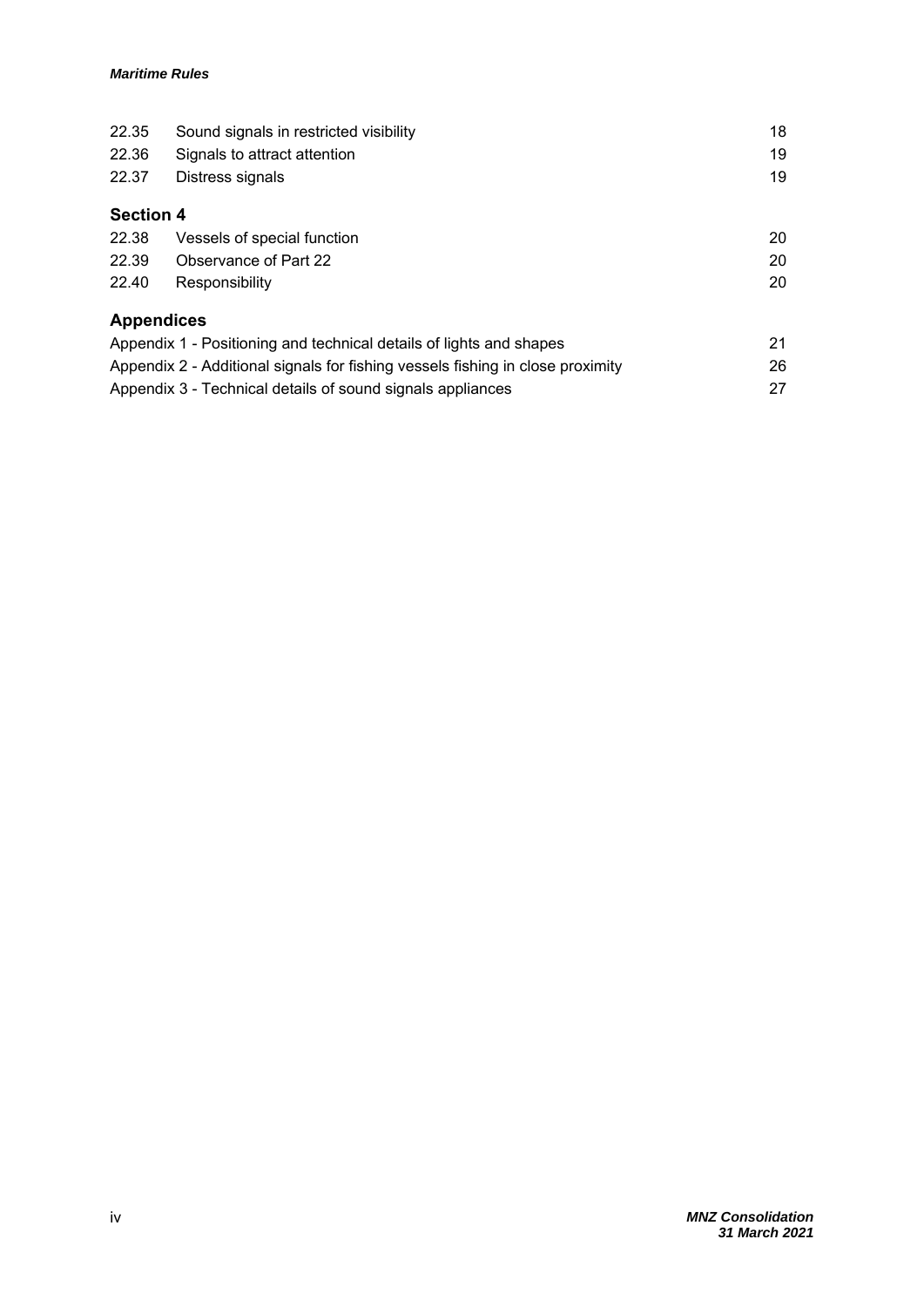| | | |
|---|---|---|
| 22.35 | Sound signals in restricted visibility | 18 |
| 22.36 | Signals to attract attention | 19 |
| 22.37 | Distress signals | 19 |

**Section 4**

| | | |
|---|---|---|
| 22.38 | Vessels of special function | 20 |
| 22.39 | Observance of Part 22 | 20 |
| 22.40 | Responsibility | 20 |

**Appendices**

| | |
|---|---|
| Appendix 1 - Positioning and technical details of lights and shapes | 21 |
| Appendix 2 - Additional signals for fishing vessels fishing in close proximity | 26 |
| Appendix 3 - Technical details of sound signals appliances | 27 |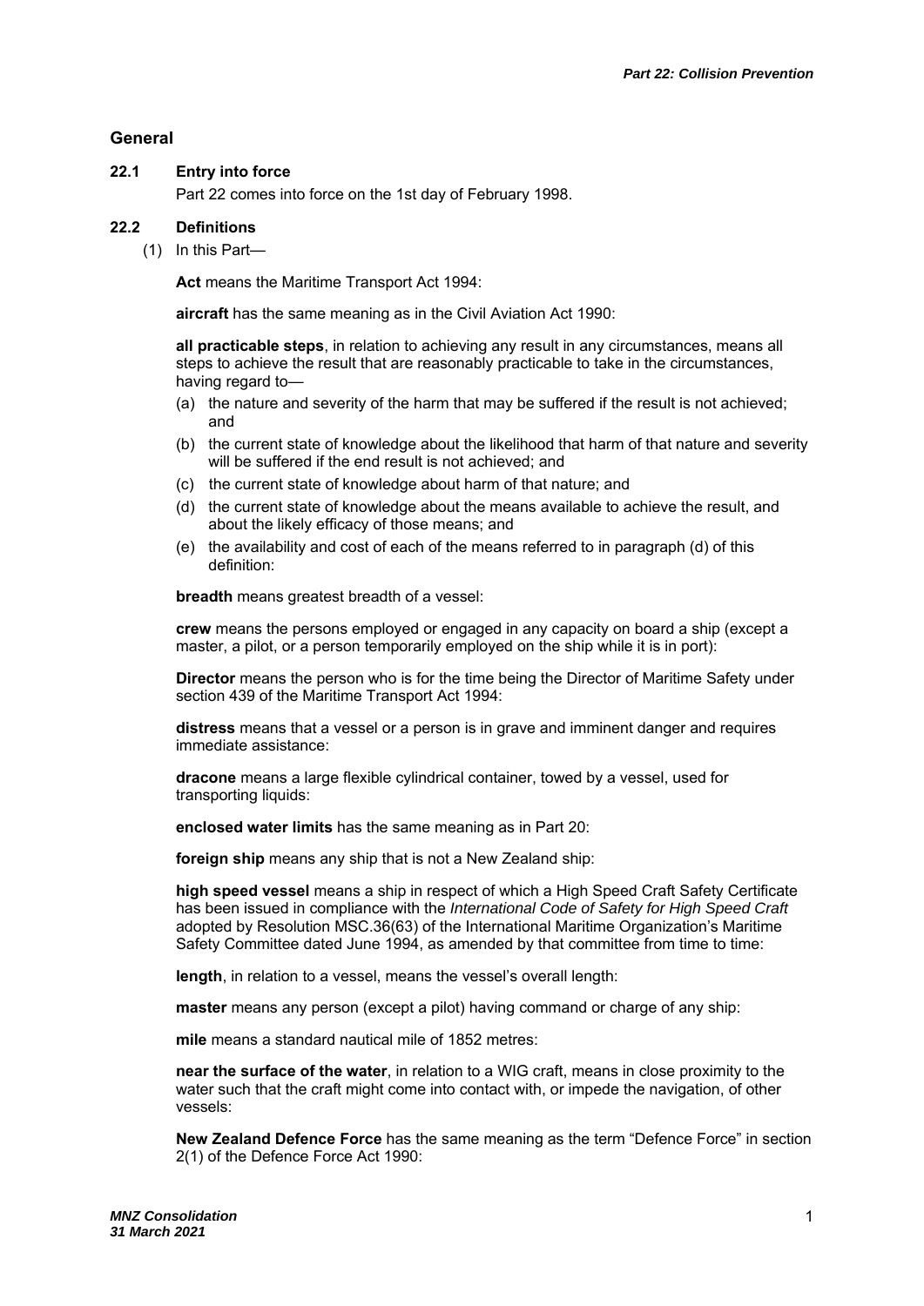## General

### 22.1 Entry into force

Part 22 comes into force on the 1st day of February 1998.

### 22.2 Definitions

(1) In this Part—

**Act** means the Maritime Transport Act 1994:

**aircraft** has the same meaning as in the Civil Aviation Act 1990:

**all practicable steps**, in relation to achieving any result in any circumstances, means all steps to achieve the result that are reasonably practicable to take in the circumstances, having regard to—

- (a) the nature and severity of the harm that may be suffered if the result is not achieved; and
- (b) the current state of knowledge about the likelihood that harm of that nature and severity will be suffered if the end result is not achieved; and
- (c) the current state of knowledge about harm of that nature; and
- (d) the current state of knowledge about the means available to achieve the result, and about the likely efficacy of those means; and
- (e) the availability and cost of each of the means referred to in paragraph (d) of this definition:

**breadth** means greatest breadth of a vessel:

**crew** means the persons employed or engaged in any capacity on board a ship (except a master, a pilot, or a person temporarily employed on the ship while it is in port):

**Director** means the person who is for the time being the Director of Maritime Safety under section 439 of the Maritime Transport Act 1994:

**distress** means that a vessel or a person is in grave and imminent danger and requires immediate assistance:

**dracone** means a large flexible cylindrical container, towed by a vessel, used for transporting liquids:

**enclosed water limits** has the same meaning as in Part 20:

**foreign ship** means any ship that is not a New Zealand ship:

**high speed vessel** means a ship in respect of which a High Speed Craft Safety Certificate has been issued in compliance with the *International Code of Safety for High Speed Craft* adopted by Resolution MSC.36(63) of the International Maritime Organization's Maritime Safety Committee dated June 1994, as amended by that committee from time to time:

**length**, in relation to a vessel, means the vessel's overall length:

**master** means any person (except a pilot) having command or charge of any ship:

**mile** means a standard nautical mile of 1852 metres:

**near the surface of the water**, in relation to a WIG craft, means in close proximity to the water such that the craft might come into contact with, or impede the navigation, of other vessels:

**New Zealand Defence Force** has the same meaning as the term "Defence Force" in section 2(1) of the Defence Force Act 1990: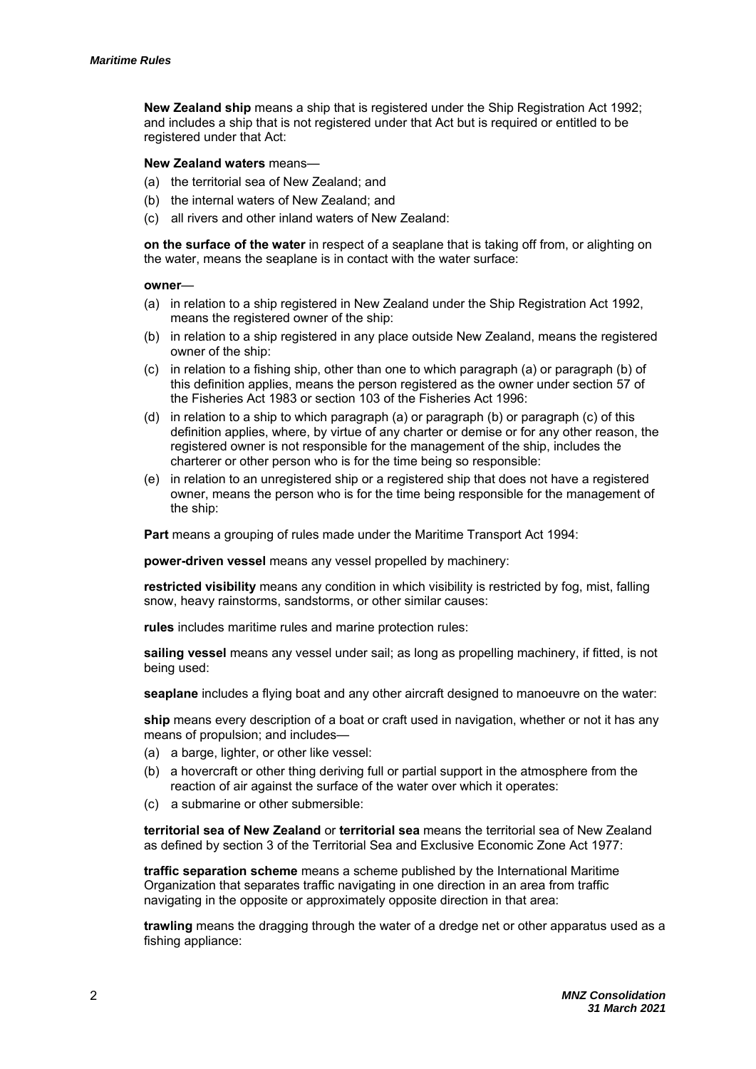**New Zealand ship** means a ship that is registered under the Ship Registration Act 1992; and includes a ship that is not registered under that Act but is required or entitled to be registered under that Act:

**New Zealand waters** means—

(a) the territorial sea of New Zealand; and
(b) the internal waters of New Zealand; and
(c) all rivers and other inland waters of New Zealand:

**on the surface of the water** in respect of a seaplane that is taking off from, or alighting on the water, means the seaplane is in contact with the water surface:

**owner**—

(a) in relation to a ship registered in New Zealand under the Ship Registration Act 1992, means the registered owner of the ship:
(b) in relation to a ship registered in any place outside New Zealand, means the registered owner of the ship:
(c) in relation to a fishing ship, other than one to which paragraph (a) or paragraph (b) of this definition applies, means the person registered as the owner under section 57 of the Fisheries Act 1983 or section 103 of the Fisheries Act 1996:
(d) in relation to a ship to which paragraph (a) or paragraph (b) or paragraph (c) of this definition applies, where, by virtue of any charter or demise or for any other reason, the registered owner is not responsible for the management of the ship, includes the charterer or other person who is for the time being so responsible:
(e) in relation to an unregistered ship or a registered ship that does not have a registered owner, means the person who is for the time being responsible for the management of the ship:

**Part** means a grouping of rules made under the Maritime Transport Act 1994:

**power-driven vessel** means any vessel propelled by machinery:

**restricted visibility** means any condition in which visibility is restricted by fog, mist, falling snow, heavy rainstorms, sandstorms, or other similar causes:

**rules** includes maritime rules and marine protection rules:

**sailing vessel** means any vessel under sail; as long as propelling machinery, if fitted, is not being used:

**seaplane** includes a flying boat and any other aircraft designed to manoeuvre on the water:

**ship** means every description of a boat or craft used in navigation, whether or not it has any means of propulsion; and includes—

(a) a barge, lighter, or other like vessel:
(b) a hovercraft or other thing deriving full or partial support in the atmosphere from the reaction of air against the surface of the water over which it operates:
(c) a submarine or other submersible:

**territorial sea of New Zealand** or **territorial sea** means the territorial sea of New Zealand as defined by section 3 of the Territorial Sea and Exclusive Economic Zone Act 1977:

**traffic separation scheme** means a scheme published by the International Maritime Organization that separates traffic navigating in one direction in an area from traffic navigating in the opposite or approximately opposite direction in that area:

**trawling** means the dragging through the water of a dredge net or other apparatus used as a fishing appliance: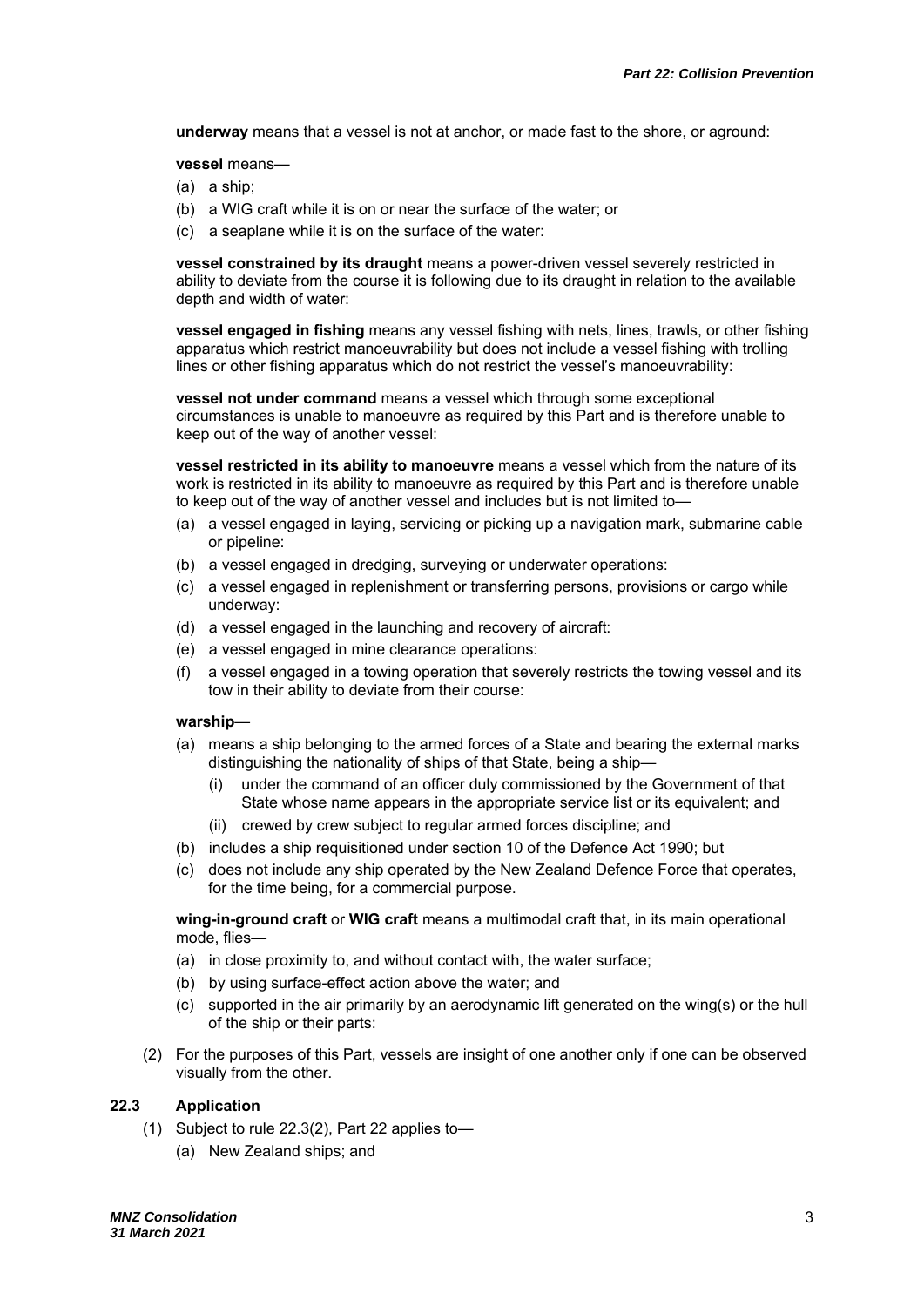**underway** means that a vessel is not at anchor, or made fast to the shore, or aground:

**vessel** means—

(a) a ship;

(b) a WIG craft while it is on or near the surface of the water; or

(c) a seaplane while it is on the surface of the water:

**vessel constrained by its draught** means a power-driven vessel severely restricted in ability to deviate from the course it is following due to its draught in relation to the available depth and width of water:

**vessel engaged in fishing** means any vessel fishing with nets, lines, trawls, or other fishing apparatus which restrict manoeuvrability but does not include a vessel fishing with trolling lines or other fishing apparatus which do not restrict the vessel's manoeuvrability:

**vessel not under command** means a vessel which through some exceptional circumstances is unable to manoeuvre as required by this Part and is therefore unable to keep out of the way of another vessel:

**vessel restricted in its ability to manoeuvre** means a vessel which from the nature of its work is restricted in its ability to manoeuvre as required by this Part and is therefore unable to keep out of the way of another vessel and includes but is not limited to—

(a) a vessel engaged in laying, servicing or picking up a navigation mark, submarine cable or pipeline:

(b) a vessel engaged in dredging, surveying or underwater operations:

(c) a vessel engaged in replenishment or transferring persons, provisions or cargo while underway:

(d) a vessel engaged in the launching and recovery of aircraft:

(e) a vessel engaged in mine clearance operations:

(f) a vessel engaged in a towing operation that severely restricts the towing vessel and its tow in their ability to deviate from their course:

**warship**—

(a) means a ship belonging to the armed forces of a State and bearing the external marks distinguishing the nationality of ships of that State, being a ship—

  (i) under the command of an officer duly commissioned by the Government of that State whose name appears in the appropriate service list or its equivalent; and

  (ii) crewed by crew subject to regular armed forces discipline; and

(b) includes a ship requisitioned under section 10 of the Defence Act 1990; but

(c) does not include any ship operated by the New Zealand Defence Force that operates, for the time being, for a commercial purpose.

**wing-in-ground craft** or **WIG craft** means a multimodal craft that, in its main operational mode, flies—

(a) in close proximity to, and without contact with, the water surface;

(b) by using surface-effect action above the water; and

(c) supported in the air primarily by an aerodynamic lift generated on the wing(s) or the hull of the ship or their parts:

(2) For the purposes of this Part, vessels are insight of one another only if one can be observed visually from the other.

### 22.3 Application

(1) Subject to rule 22.3(2), Part 22 applies to—

  (a) New Zealand ships; and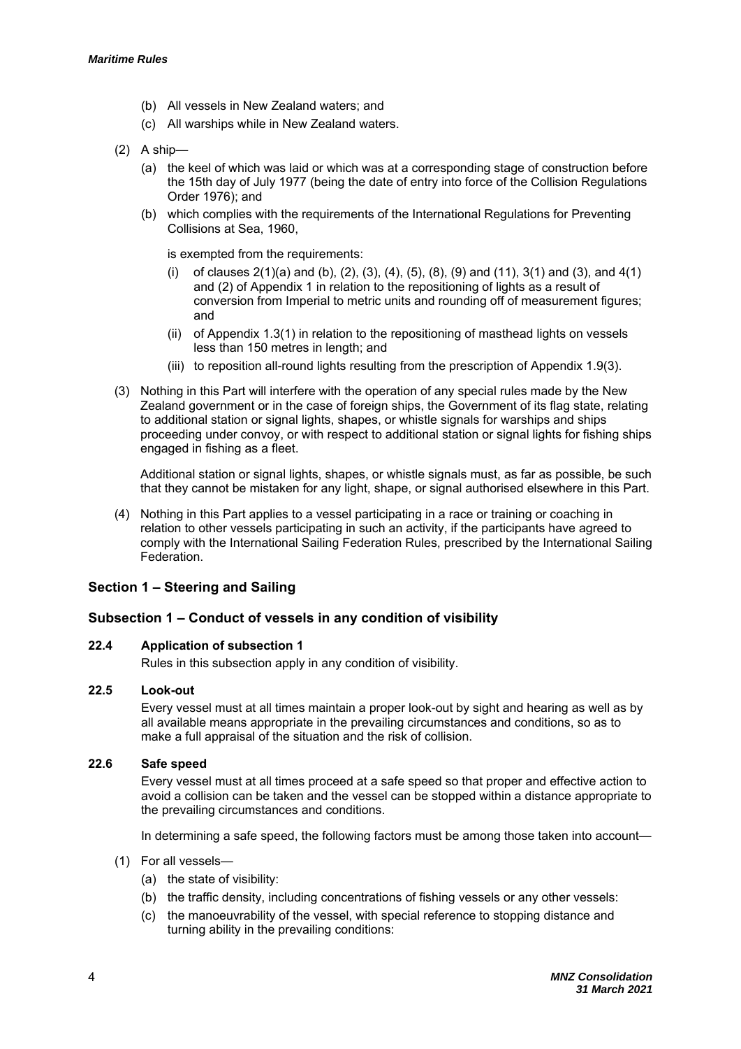(b) All vessels in New Zealand waters; and

(c) All warships while in New Zealand waters.

(2) A ship—

(a) the keel of which was laid or which was at a corresponding stage of construction before the 15th day of July 1977 (being the date of entry into force of the Collision Regulations Order 1976); and

(b) which complies with the requirements of the International Regulations for Preventing Collisions at Sea, 1960,

is exempted from the requirements:

(i) of clauses 2(1)(a) and (b), (2), (3), (4), (5), (8), (9) and (11), 3(1) and (3), and 4(1) and (2) of Appendix 1 in relation to the repositioning of lights as a result of conversion from Imperial to metric units and rounding off of measurement figures; and

(ii) of Appendix 1.3(1) in relation to the repositioning of masthead lights on vessels less than 150 metres in length; and

(iii) to reposition all-round lights resulting from the prescription of Appendix 1.9(3).

(3) Nothing in this Part will interfere with the operation of any special rules made by the New Zealand government or in the case of foreign ships, the Government of its flag state, relating to additional station or signal lights, shapes, or whistle signals for warships and ships proceeding under convoy, or with respect to additional station or signal lights for fishing ships engaged in fishing as a fleet.

Additional station or signal lights, shapes, or whistle signals must, as far as possible, be such that they cannot be mistaken for any light, shape, or signal authorised elsewhere in this Part.

(4) Nothing in this Part applies to a vessel participating in a race or training or coaching in relation to other vessels participating in such an activity, if the participants have agreed to comply with the International Sailing Federation Rules, prescribed by the International Sailing Federation.

## Section 1 – Steering and Sailing

## Subsection 1 – Conduct of vessels in any condition of visibility

### 22.4 Application of subsection 1

Rules in this subsection apply in any condition of visibility.

### 22.5 Look-out

Every vessel must at all times maintain a proper look-out by sight and hearing as well as by all available means appropriate in the prevailing circumstances and conditions, so as to make a full appraisal of the situation and the risk of collision.

### 22.6 Safe speed

Every vessel must at all times proceed at a safe speed so that proper and effective action to avoid a collision can be taken and the vessel can be stopped within a distance appropriate to the prevailing circumstances and conditions.

In determining a safe speed, the following factors must be among those taken into account—

(1) For all vessels—

(a) the state of visibility:

(b) the traffic density, including concentrations of fishing vessels or any other vessels:

(c) the manoeuvrability of the vessel, with special reference to stopping distance and turning ability in the prevailing conditions: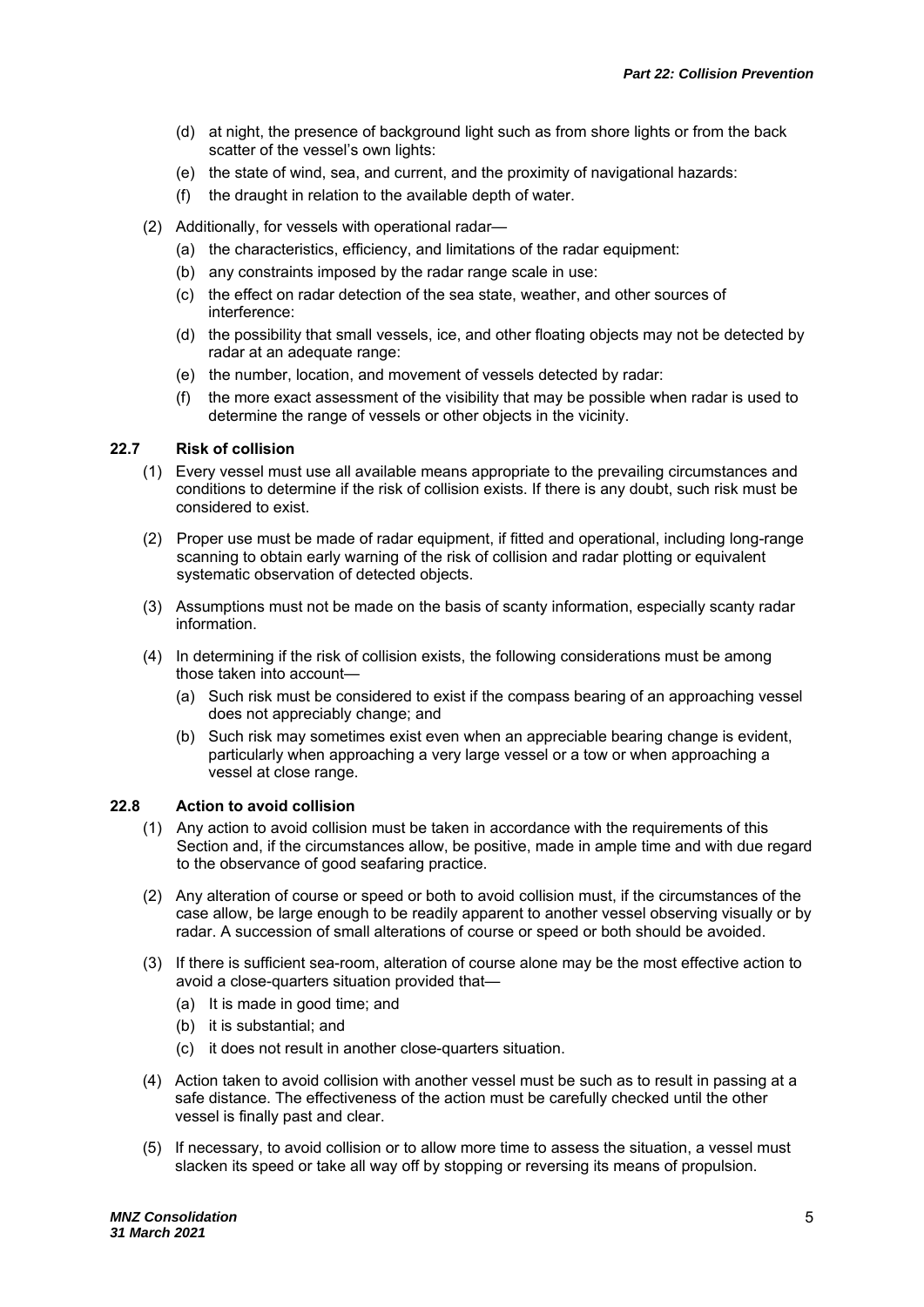(d) at night, the presence of background light such as from shore lights or from the back scatter of the vessel's own lights:

(e) the state of wind, sea, and current, and the proximity of navigational hazards:

(f) the draught in relation to the available depth of water.

(2) Additionally, for vessels with operational radar—

(a) the characteristics, efficiency, and limitations of the radar equipment:

(b) any constraints imposed by the radar range scale in use:

(c) the effect on radar detection of the sea state, weather, and other sources of interference:

(d) the possibility that small vessels, ice, and other floating objects may not be detected by radar at an adequate range:

(e) the number, location, and movement of vessels detected by radar:

(f) the more exact assessment of the visibility that may be possible when radar is used to determine the range of vessels or other objects in the vicinity.

### 22.7 Risk of collision

(1) Every vessel must use all available means appropriate to the prevailing circumstances and conditions to determine if the risk of collision exists. If there is any doubt, such risk must be considered to exist.

(2) Proper use must be made of radar equipment, if fitted and operational, including long-range scanning to obtain early warning of the risk of collision and radar plotting or equivalent systematic observation of detected objects.

(3) Assumptions must not be made on the basis of scanty information, especially scanty radar information.

(4) In determining if the risk of collision exists, the following considerations must be among those taken into account—

(a) Such risk must be considered to exist if the compass bearing of an approaching vessel does not appreciably change; and

(b) Such risk may sometimes exist even when an appreciable bearing change is evident, particularly when approaching a very large vessel or a tow or when approaching a vessel at close range.

### 22.8 Action to avoid collision

(1) Any action to avoid collision must be taken in accordance with the requirements of this Section and, if the circumstances allow, be positive, made in ample time and with due regard to the observance of good seafaring practice.

(2) Any alteration of course or speed or both to avoid collision must, if the circumstances of the case allow, be large enough to be readily apparent to another vessel observing visually or by radar. A succession of small alterations of course or speed or both should be avoided.

(3) If there is sufficient sea-room, alteration of course alone may be the most effective action to avoid a close-quarters situation provided that—

(a) It is made in good time; and

(b) it is substantial; and

(c) it does not result in another close-quarters situation.

(4) Action taken to avoid collision with another vessel must be such as to result in passing at a safe distance. The effectiveness of the action must be carefully checked until the other vessel is finally past and clear.

(5) If necessary, to avoid collision or to allow more time to assess the situation, a vessel must slacken its speed or take all way off by stopping or reversing its means of propulsion.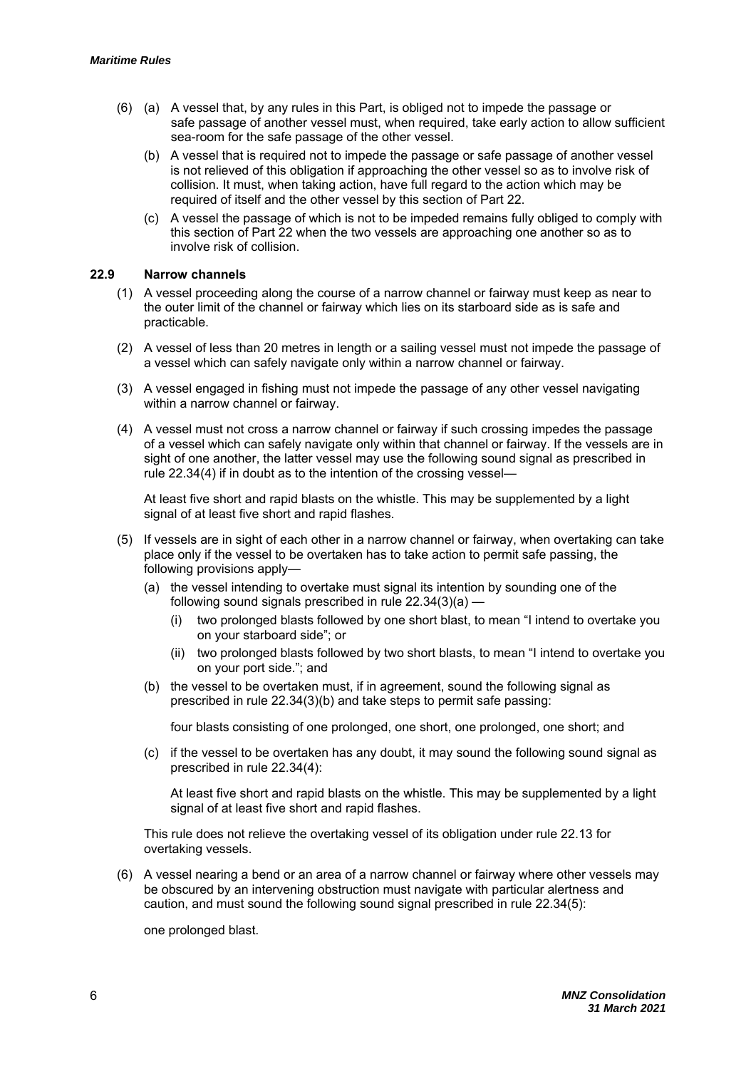(6) (a) A vessel that, by any rules in this Part, is obliged not to impede the passage or safe passage of another vessel must, when required, take early action to allow sufficient sea-room for the safe passage of the other vessel.

(b) A vessel that is required not to impede the passage or safe passage of another vessel is not relieved of this obligation if approaching the other vessel so as to involve risk of collision. It must, when taking action, have full regard to the action which may be required of itself and the other vessel by this section of Part 22.

(c) A vessel the passage of which is not to be impeded remains fully obliged to comply with this section of Part 22 when the two vessels are approaching one another so as to involve risk of collision.

### 22.9 Narrow channels

(1) A vessel proceeding along the course of a narrow channel or fairway must keep as near to the outer limit of the channel or fairway which lies on its starboard side as is safe and practicable.

(2) A vessel of less than 20 metres in length or a sailing vessel must not impede the passage of a vessel which can safely navigate only within a narrow channel or fairway.

(3) A vessel engaged in fishing must not impede the passage of any other vessel navigating within a narrow channel or fairway.

(4) A vessel must not cross a narrow channel or fairway if such crossing impedes the passage of a vessel which can safely navigate only within that channel or fairway. If the vessels are in sight of one another, the latter vessel may use the following sound signal as prescribed in rule 22.34(4) if in doubt as to the intention of the crossing vessel—

At least five short and rapid blasts on the whistle. This may be supplemented by a light signal of at least five short and rapid flashes.

(5) If vessels are in sight of each other in a narrow channel or fairway, when overtaking can take place only if the vessel to be overtaken has to take action to permit safe passing, the following provisions apply—

(a) the vessel intending to overtake must signal its intention by sounding one of the following sound signals prescribed in rule 22.34(3)(a) —

(i) two prolonged blasts followed by one short blast, to mean "I intend to overtake you on your starboard side"; or

(ii) two prolonged blasts followed by two short blasts, to mean "I intend to overtake you on your port side."; and

(b) the vessel to be overtaken must, if in agreement, sound the following signal as prescribed in rule 22.34(3)(b) and take steps to permit safe passing:

four blasts consisting of one prolonged, one short, one prolonged, one short; and

(c) if the vessel to be overtaken has any doubt, it may sound the following sound signal as prescribed in rule 22.34(4):

At least five short and rapid blasts on the whistle. This may be supplemented by a light signal of at least five short and rapid flashes.

This rule does not relieve the overtaking vessel of its obligation under rule 22.13 for overtaking vessels.

(6) A vessel nearing a bend or an area of a narrow channel or fairway where other vessels may be obscured by an intervening obstruction must navigate with particular alertness and caution, and must sound the following sound signal prescribed in rule 22.34(5):

one prolonged blast.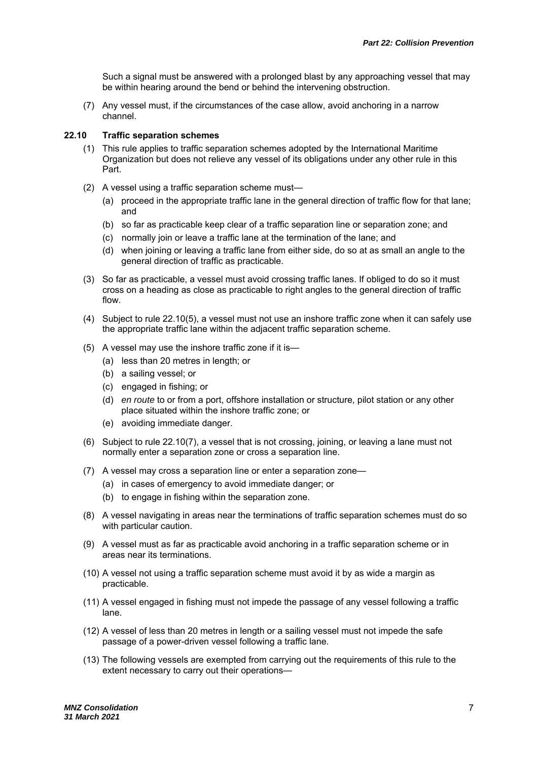Such a signal must be answered with a prolonged blast by any approaching vessel that may be within hearing around the bend or behind the intervening obstruction.

(7) Any vessel must, if the circumstances of the case allow, avoid anchoring in a narrow channel.

### 22.10 Traffic separation schemes

(1) This rule applies to traffic separation schemes adopted by the International Maritime Organization but does not relieve any vessel of its obligations under any other rule in this Part.

(2) A vessel using a traffic separation scheme must—

- (a) proceed in the appropriate traffic lane in the general direction of traffic flow for that lane; and
- (b) so far as practicable keep clear of a traffic separation line or separation zone; and
- (c) normally join or leave a traffic lane at the termination of the lane; and
- (d) when joining or leaving a traffic lane from either side, do so at as small an angle to the general direction of traffic as practicable.

(3) So far as practicable, a vessel must avoid crossing traffic lanes. If obliged to do so it must cross on a heading as close as practicable to right angles to the general direction of traffic flow.

(4) Subject to rule 22.10(5), a vessel must not use an inshore traffic zone when it can safely use the appropriate traffic lane within the adjacent traffic separation scheme.

(5) A vessel may use the inshore traffic zone if it is—

- (a) less than 20 metres in length; or
- (b) a sailing vessel; or
- (c) engaged in fishing; or
- (d) *en route* to or from a port, offshore installation or structure, pilot station or any other place situated within the inshore traffic zone; or
- (e) avoiding immediate danger.

(6) Subject to rule 22.10(7), a vessel that is not crossing, joining, or leaving a lane must not normally enter a separation zone or cross a separation line.

(7) A vessel may cross a separation line or enter a separation zone—

- (a) in cases of emergency to avoid immediate danger; or
- (b) to engage in fishing within the separation zone.

(8) A vessel navigating in areas near the terminations of traffic separation schemes must do so with particular caution.

(9) A vessel must as far as practicable avoid anchoring in a traffic separation scheme or in areas near its terminations.

(10) A vessel not using a traffic separation scheme must avoid it by as wide a margin as practicable.

(11) A vessel engaged in fishing must not impede the passage of any vessel following a traffic lane.

(12) A vessel of less than 20 metres in length or a sailing vessel must not impede the safe passage of a power-driven vessel following a traffic lane.

(13) The following vessels are exempted from carrying out the requirements of this rule to the extent necessary to carry out their operations—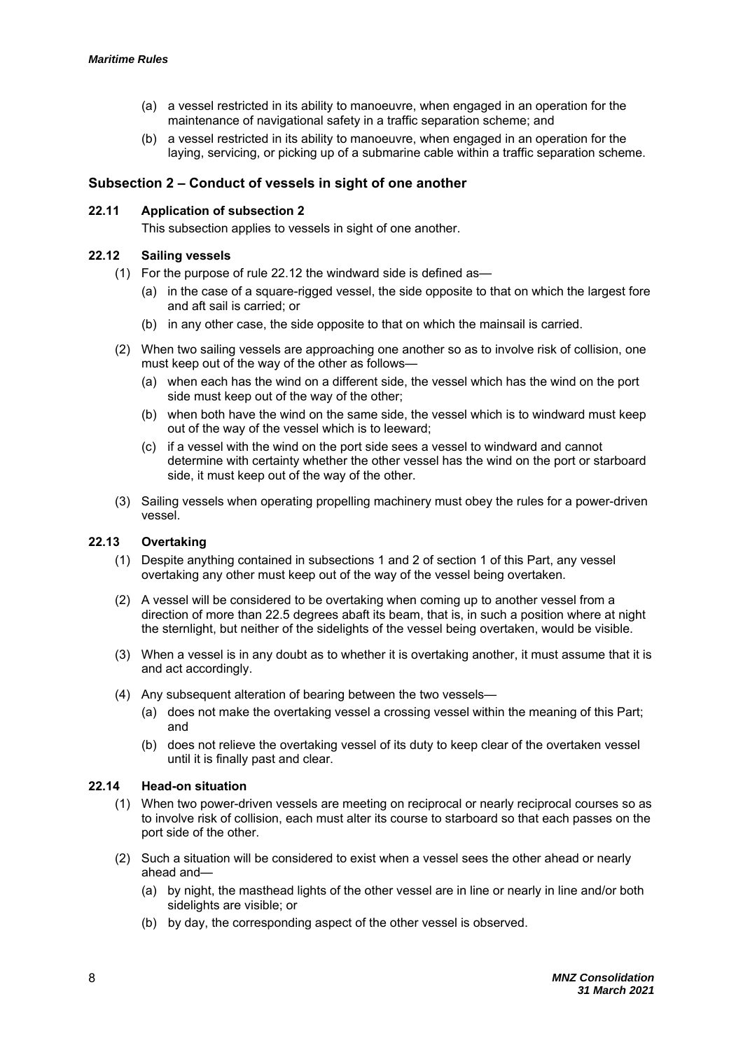(a) a vessel restricted in its ability to manoeuvre, when engaged in an operation for the maintenance of navigational safety in a traffic separation scheme; and

(b) a vessel restricted in its ability to manoeuvre, when engaged in an operation for the laying, servicing, or picking up of a submarine cable within a traffic separation scheme.

## Subsection 2 – Conduct of vessels in sight of one another

### 22.11 Application of subsection 2

This subsection applies to vessels in sight of one another.

### 22.12 Sailing vessels

(1) For the purpose of rule 22.12 the windward side is defined as—

(a) in the case of a square-rigged vessel, the side opposite to that on which the largest fore and aft sail is carried; or

(b) in any other case, the side opposite to that on which the mainsail is carried.

(2) When two sailing vessels are approaching one another so as to involve risk of collision, one must keep out of the way of the other as follows—

(a) when each has the wind on a different side, the vessel which has the wind on the port side must keep out of the way of the other;

(b) when both have the wind on the same side, the vessel which is to windward must keep out of the way of the vessel which is to leeward;

(c) if a vessel with the wind on the port side sees a vessel to windward and cannot determine with certainty whether the other vessel has the wind on the port or starboard side, it must keep out of the way of the other.

(3) Sailing vessels when operating propelling machinery must obey the rules for a power-driven vessel.

### 22.13 Overtaking

(1) Despite anything contained in subsections 1 and 2 of section 1 of this Part, any vessel overtaking any other must keep out of the way of the vessel being overtaken.

(2) A vessel will be considered to be overtaking when coming up to another vessel from a direction of more than 22.5 degrees abaft its beam, that is, in such a position where at night the sternlight, but neither of the sidelights of the vessel being overtaken, would be visible.

(3) When a vessel is in any doubt as to whether it is overtaking another, it must assume that it is and act accordingly.

(4) Any subsequent alteration of bearing between the two vessels—

(a) does not make the overtaking vessel a crossing vessel within the meaning of this Part; and

(b) does not relieve the overtaking vessel of its duty to keep clear of the overtaken vessel until it is finally past and clear.

### 22.14 Head-on situation

(1) When two power-driven vessels are meeting on reciprocal or nearly reciprocal courses so as to involve risk of collision, each must alter its course to starboard so that each passes on the port side of the other.

(2) Such a situation will be considered to exist when a vessel sees the other ahead or nearly ahead and—

(a) by night, the masthead lights of the other vessel are in line or nearly in line and/or both sidelights are visible; or

(b) by day, the corresponding aspect of the other vessel is observed.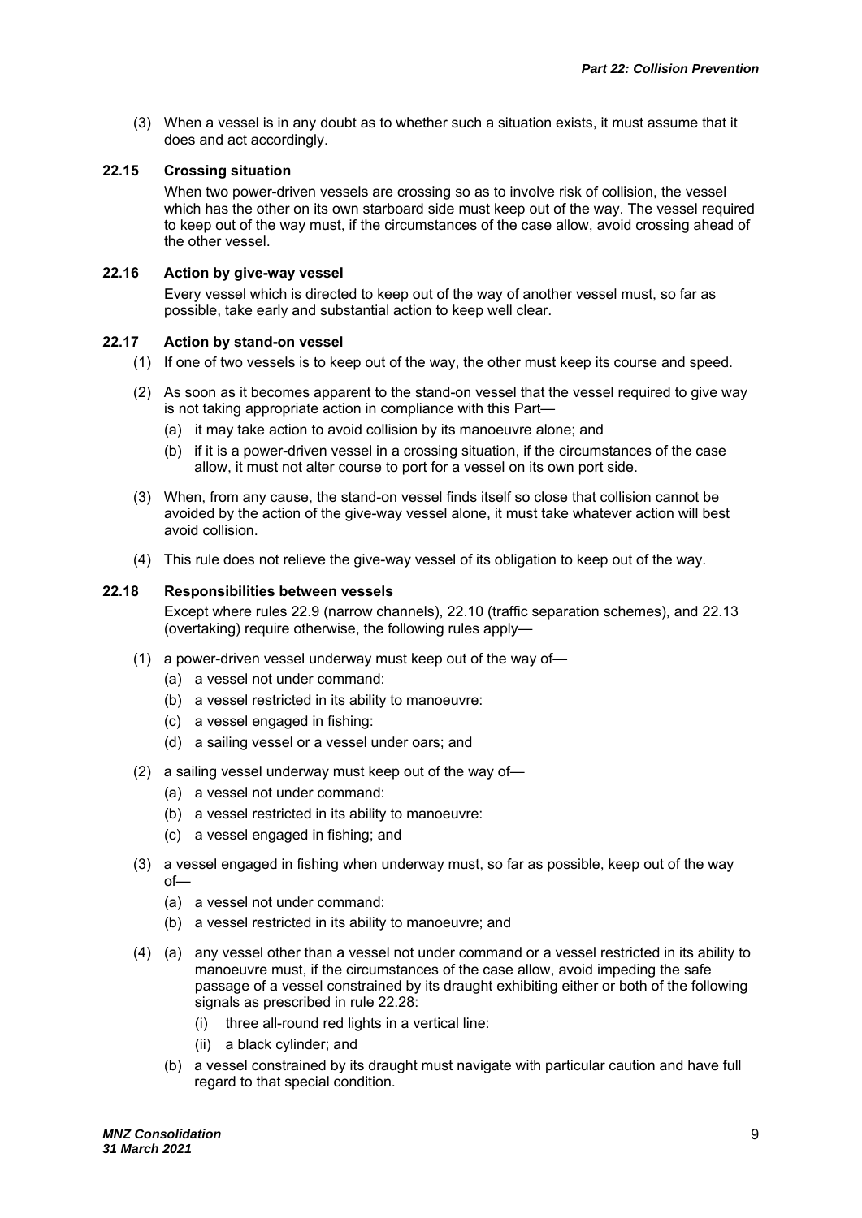(3) When a vessel is in any doubt as to whether such a situation exists, it must assume that it does and act accordingly.

### 22.15 Crossing situation

When two power-driven vessels are crossing so as to involve risk of collision, the vessel which has the other on its own starboard side must keep out of the way. The vessel required to keep out of the way must, if the circumstances of the case allow, avoid crossing ahead of the other vessel.

### 22.16 Action by give-way vessel

Every vessel which is directed to keep out of the way of another vessel must, so far as possible, take early and substantial action to keep well clear.

### 22.17 Action by stand-on vessel

(1) If one of two vessels is to keep out of the way, the other must keep its course and speed.

(2) As soon as it becomes apparent to the stand-on vessel that the vessel required to give way is not taking appropriate action in compliance with this Part—

- (a) it may take action to avoid collision by its manoeuvre alone; and
- (b) if it is a power-driven vessel in a crossing situation, if the circumstances of the case allow, it must not alter course to port for a vessel on its own port side.

(3) When, from any cause, the stand-on vessel finds itself so close that collision cannot be avoided by the action of the give-way vessel alone, it must take whatever action will best avoid collision.

(4) This rule does not relieve the give-way vessel of its obligation to keep out of the way.

### 22.18 Responsibilities between vessels

Except where rules 22.9 (narrow channels), 22.10 (traffic separation schemes), and 22.13 (overtaking) require otherwise, the following rules apply—

(1) a power-driven vessel underway must keep out of the way of—

- (a) a vessel not under command:
- (b) a vessel restricted in its ability to manoeuvre:
- (c) a vessel engaged in fishing:
- (d) a sailing vessel or a vessel under oars; and

(2) a sailing vessel underway must keep out of the way of—

- (a) a vessel not under command:
- (b) a vessel restricted in its ability to manoeuvre:
- (c) a vessel engaged in fishing; and

(3) a vessel engaged in fishing when underway must, so far as possible, keep out of the way of—

- (a) a vessel not under command:
- (b) a vessel restricted in its ability to manoeuvre; and

(4) (a) any vessel other than a vessel not under command or a vessel restricted in its ability to manoeuvre must, if the circumstances of the case allow, avoid impeding the safe passage of a vessel constrained by its draught exhibiting either or both of the following signals as prescribed in rule 22.28:

- (i) three all-round red lights in a vertical line:
- (ii) a black cylinder; and

(b) a vessel constrained by its draught must navigate with particular caution and have full regard to that special condition.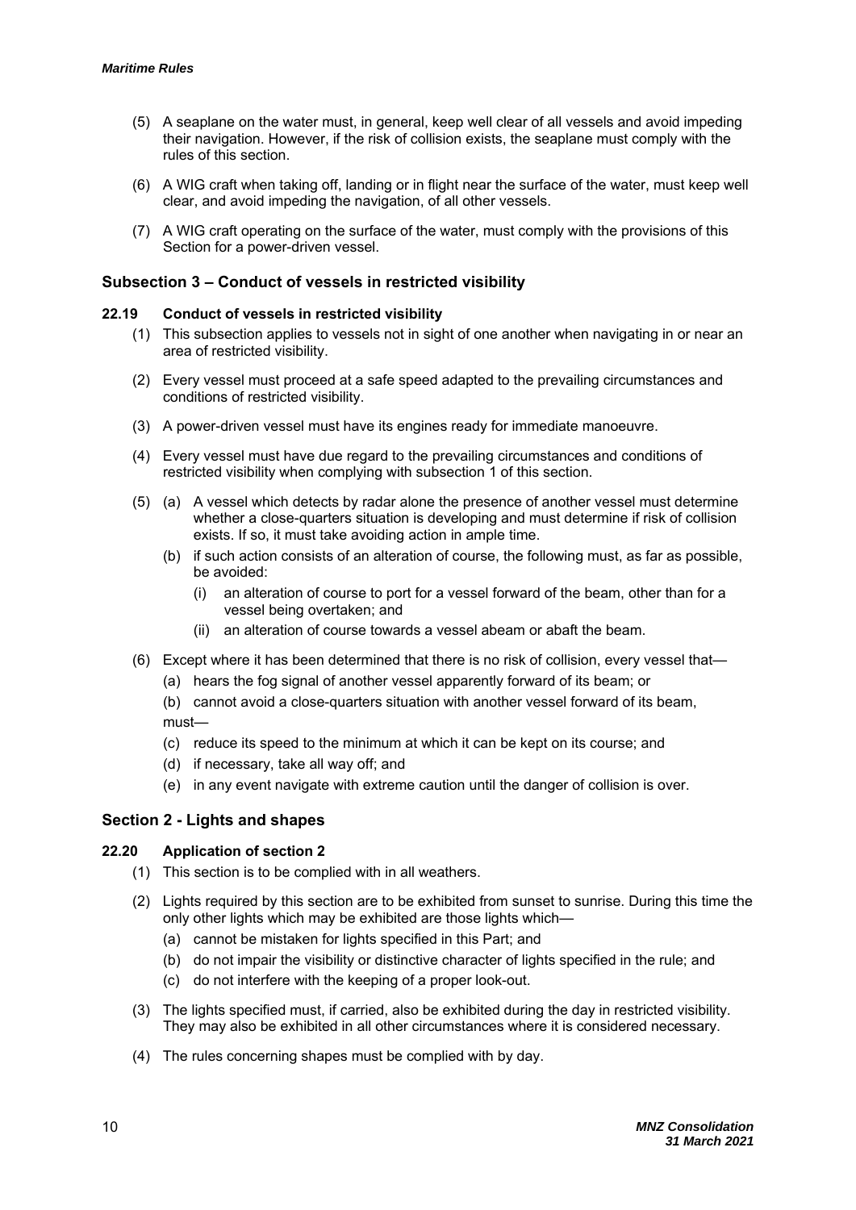(5) A seaplane on the water must, in general, keep well clear of all vessels and avoid impeding their navigation. However, if the risk of collision exists, the seaplane must comply with the rules of this section.

(6) A WIG craft when taking off, landing or in flight near the surface of the water, must keep well clear, and avoid impeding the navigation, of all other vessels.

(7) A WIG craft operating on the surface of the water, must comply with the provisions of this Section for a power-driven vessel.

## Subsection 3 – Conduct of vessels in restricted visibility

### 22.19 Conduct of vessels in restricted visibility

(1) This subsection applies to vessels not in sight of one another when navigating in or near an area of restricted visibility.

(2) Every vessel must proceed at a safe speed adapted to the prevailing circumstances and conditions of restricted visibility.

(3) A power-driven vessel must have its engines ready for immediate manoeuvre.

(4) Every vessel must have due regard to the prevailing circumstances and conditions of restricted visibility when complying with subsection 1 of this section.

(5) (a) A vessel which detects by radar alone the presence of another vessel must determine whether a close-quarters situation is developing and must determine if risk of collision exists. If so, it must take avoiding action in ample time.

(b) if such action consists of an alteration of course, the following must, as far as possible, be avoided:

(i) an alteration of course to port for a vessel forward of the beam, other than for a vessel being overtaken; and

(ii) an alteration of course towards a vessel abeam or abaft the beam.

(6) Except where it has been determined that there is no risk of collision, every vessel that—

(a) hears the fog signal of another vessel apparently forward of its beam; or

(b) cannot avoid a close-quarters situation with another vessel forward of its beam,

must—

(c) reduce its speed to the minimum at which it can be kept on its course; and

(d) if necessary, take all way off; and

(e) in any event navigate with extreme caution until the danger of collision is over.

## Section 2 - Lights and shapes

### 22.20 Application of section 2

(1) This section is to be complied with in all weathers.

(2) Lights required by this section are to be exhibited from sunset to sunrise. During this time the only other lights which may be exhibited are those lights which—

(a) cannot be mistaken for lights specified in this Part; and

(b) do not impair the visibility or distinctive character of lights specified in the rule; and

(c) do not interfere with the keeping of a proper look-out.

(3) The lights specified must, if carried, also be exhibited during the day in restricted visibility. They may also be exhibited in all other circumstances where it is considered necessary.

(4) The rules concerning shapes must be complied with by day.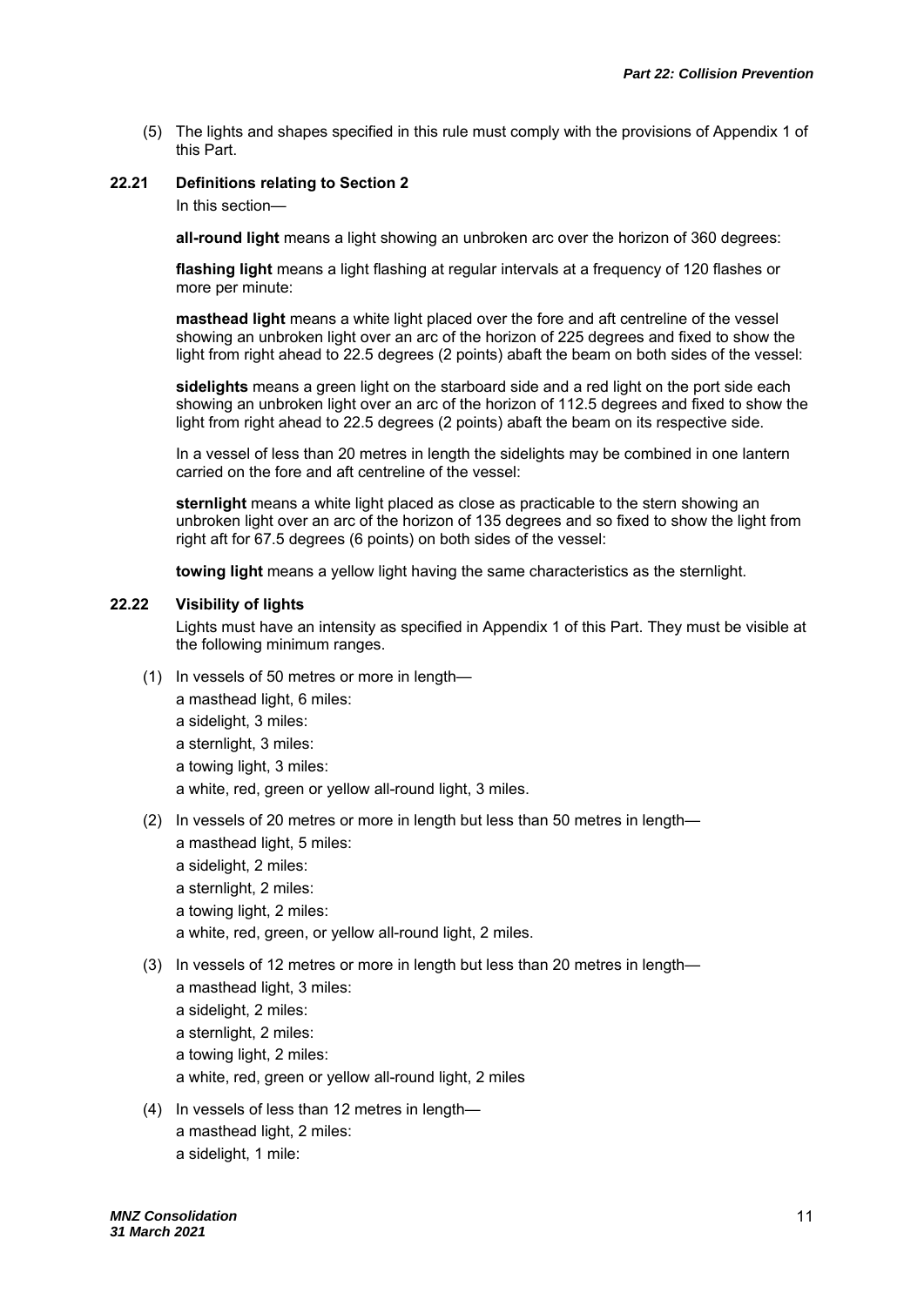(5) The lights and shapes specified in this rule must comply with the provisions of Appendix 1 of this Part.

### 22.21 Definitions relating to Section 2

In this section—

**all-round light** means a light showing an unbroken arc over the horizon of 360 degrees:

**flashing light** means a light flashing at regular intervals at a frequency of 120 flashes or more per minute:

**masthead light** means a white light placed over the fore and aft centreline of the vessel showing an unbroken light over an arc of the horizon of 225 degrees and fixed to show the light from right ahead to 22.5 degrees (2 points) abaft the beam on both sides of the vessel:

**sidelights** means a green light on the starboard side and a red light on the port side each showing an unbroken light over an arc of the horizon of 112.5 degrees and fixed to show the light from right ahead to 22.5 degrees (2 points) abaft the beam on its respective side.

In a vessel of less than 20 metres in length the sidelights may be combined in one lantern carried on the fore and aft centreline of the vessel:

**sternlight** means a white light placed as close as practicable to the stern showing an unbroken light over an arc of the horizon of 135 degrees and so fixed to show the light from right aft for 67.5 degrees (6 points) on both sides of the vessel:

**towing light** means a yellow light having the same characteristics as the sternlight.

### 22.22 Visibility of lights

Lights must have an intensity as specified in Appendix 1 of this Part. They must be visible at the following minimum ranges.

(1) In vessels of 50 metres or more in length—
a masthead light, 6 miles:
a sidelight, 3 miles:
a sternlight, 3 miles:
a towing light, 3 miles:
a white, red, green or yellow all-round light, 3 miles.

(2) In vessels of 20 metres or more in length but less than 50 metres in length—
a masthead light, 5 miles:
a sidelight, 2 miles:
a sternlight, 2 miles:
a towing light, 2 miles:
a white, red, green, or yellow all-round light, 2 miles.

(3) In vessels of 12 metres or more in length but less than 20 metres in length—
a masthead light, 3 miles:
a sidelight, 2 miles:
a sternlight, 2 miles:
a towing light, 2 miles:
a white, red, green or yellow all-round light, 2 miles

(4) In vessels of less than 12 metres in length—
a masthead light, 2 miles:
a sidelight, 1 mile: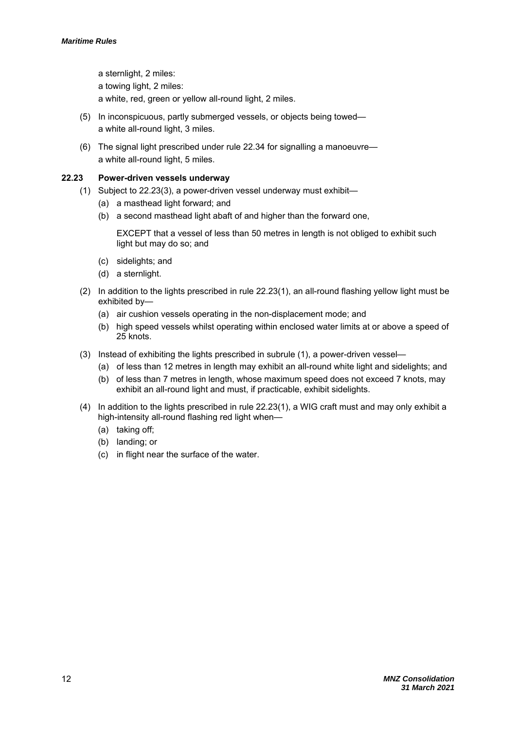a sternlight, 2 miles:

a towing light, 2 miles:

a white, red, green or yellow all-round light, 2 miles.

(5) In inconspicuous, partly submerged vessels, or objects being towed—
a white all-round light, 3 miles.

(6) The signal light prescribed under rule 22.34 for signalling a manoeuvre—
a white all-round light, 5 miles.

### 22.23 Power-driven vessels underway

(1) Subject to 22.23(3), a power-driven vessel underway must exhibit—

(a) a masthead light forward; and

(b) a second masthead light abaft of and higher than the forward one,

EXCEPT that a vessel of less than 50 metres in length is not obliged to exhibit such light but may do so; and

(c) sidelights; and

(d) a sternlight.

(2) In addition to the lights prescribed in rule 22.23(1), an all-round flashing yellow light must be exhibited by—

(a) air cushion vessels operating in the non-displacement mode; and

(b) high speed vessels whilst operating within enclosed water limits at or above a speed of 25 knots.

(3) Instead of exhibiting the lights prescribed in subrule (1), a power-driven vessel—

(a) of less than 12 metres in length may exhibit an all-round white light and sidelights; and

(b) of less than 7 metres in length, whose maximum speed does not exceed 7 knots, may exhibit an all-round light and must, if practicable, exhibit sidelights.

(4) In addition to the lights prescribed in rule 22.23(1), a WIG craft must and may only exhibit a high-intensity all-round flashing red light when—

(a) taking off;

(b) landing; or

(c) in flight near the surface of the water.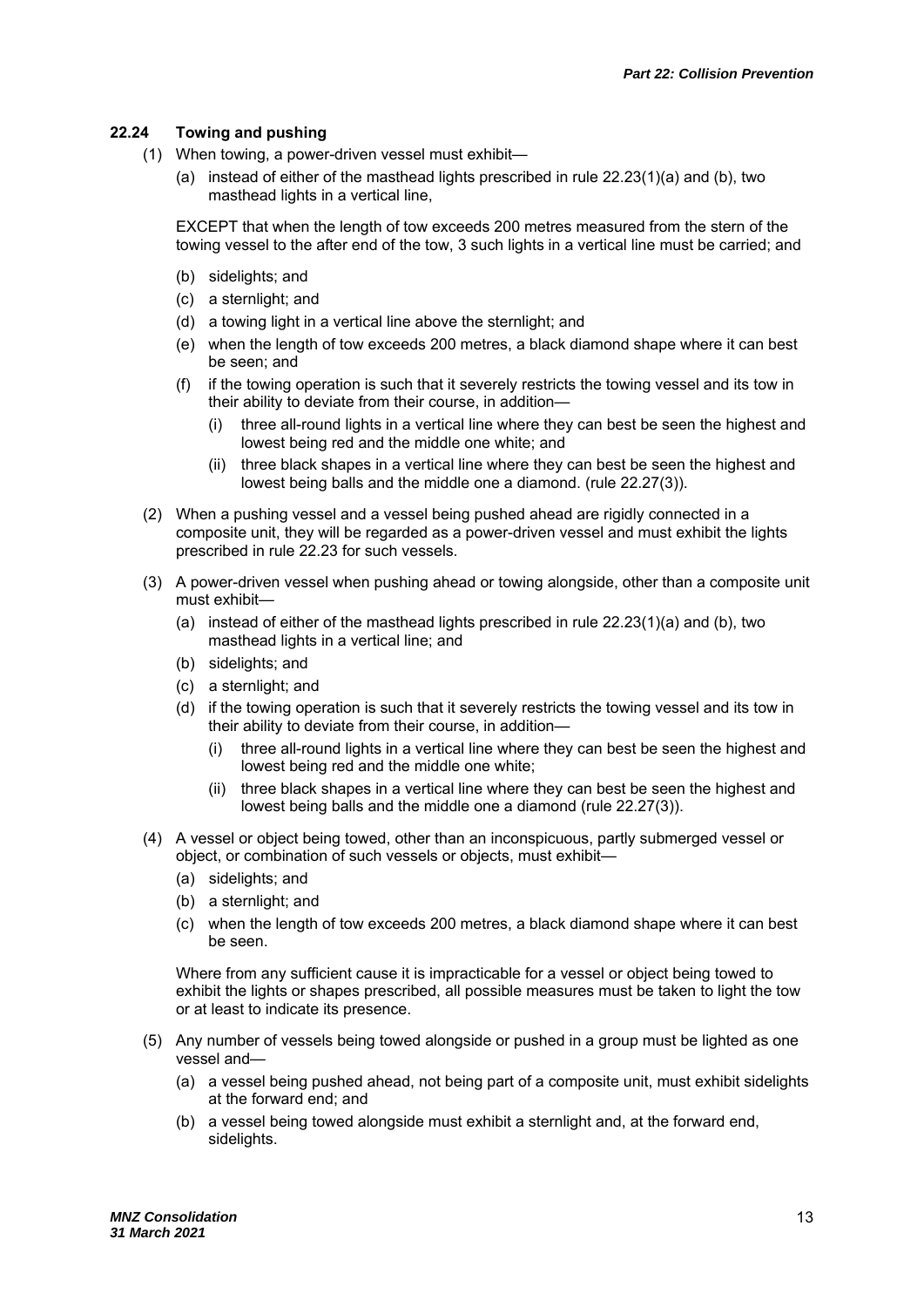### 22.24 Towing and pushing

(1) When towing, a power-driven vessel must exhibit—

(a) instead of either of the masthead lights prescribed in rule 22.23(1)(a) and (b), two masthead lights in a vertical line,

EXCEPT that when the length of tow exceeds 200 metres measured from the stern of the towing vessel to the after end of the tow, 3 such lights in a vertical line must be carried; and

(b) sidelights; and

(c) a sternlight; and

(d) a towing light in a vertical line above the sternlight; and

(e) when the length of tow exceeds 200 metres, a black diamond shape where it can best be seen; and

(f) if the towing operation is such that it severely restricts the towing vessel and its tow in their ability to deviate from their course, in addition—

(i) three all-round lights in a vertical line where they can best be seen the highest and lowest being red and the middle one white; and

(ii) three black shapes in a vertical line where they can best be seen the highest and lowest being balls and the middle one a diamond. (rule 22.27(3)).

(2) When a pushing vessel and a vessel being pushed ahead are rigidly connected in a composite unit, they will be regarded as a power-driven vessel and must exhibit the lights prescribed in rule 22.23 for such vessels.

(3) A power-driven vessel when pushing ahead or towing alongside, other than a composite unit must exhibit—

(a) instead of either of the masthead lights prescribed in rule 22.23(1)(a) and (b), two masthead lights in a vertical line; and

(b) sidelights; and

(c) a sternlight; and

(d) if the towing operation is such that it severely restricts the towing vessel and its tow in their ability to deviate from their course, in addition—

(i) three all-round lights in a vertical line where they can best be seen the highest and lowest being red and the middle one white;

(ii) three black shapes in a vertical line where they can best be seen the highest and lowest being balls and the middle one a diamond (rule 22.27(3)).

(4) A vessel or object being towed, other than an inconspicuous, partly submerged vessel or object, or combination of such vessels or objects, must exhibit—

(a) sidelights; and

(b) a sternlight; and

(c) when the length of tow exceeds 200 metres, a black diamond shape where it can best be seen.

Where from any sufficient cause it is impracticable for a vessel or object being towed to exhibit the lights or shapes prescribed, all possible measures must be taken to light the tow or at least to indicate its presence.

(5) Any number of vessels being towed alongside or pushed in a group must be lighted as one vessel and—

(a) a vessel being pushed ahead, not being part of a composite unit, must exhibit sidelights at the forward end; and

(b) a vessel being towed alongside must exhibit a sternlight and, at the forward end, sidelights.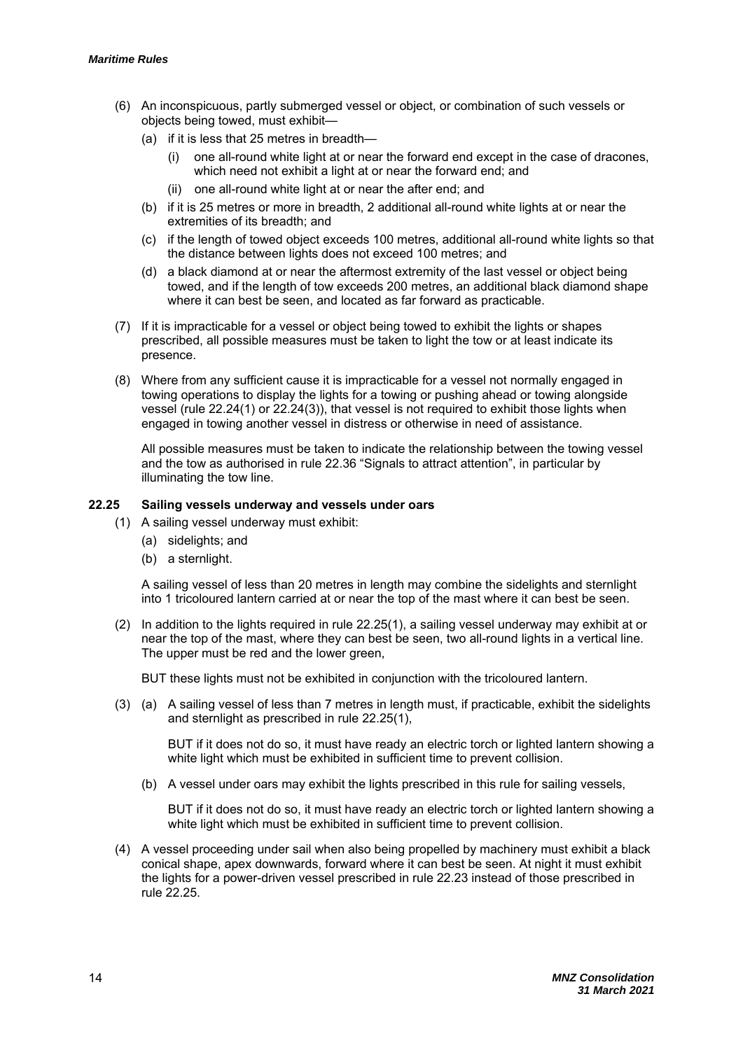(6) An inconspicuous, partly submerged vessel or object, or combination of such vessels or objects being towed, must exhibit—

  (a) if it is less that 25 metres in breadth—

    (i) one all-round white light at or near the forward end except in the case of dracones, which need not exhibit a light at or near the forward end; and

    (ii) one all-round white light at or near the after end; and

  (b) if it is 25 metres or more in breadth, 2 additional all-round white lights at or near the extremities of its breadth; and

  (c) if the length of towed object exceeds 100 metres, additional all-round white lights so that the distance between lights does not exceed 100 metres; and

  (d) a black diamond at or near the aftermost extremity of the last vessel or object being towed, and if the length of tow exceeds 200 metres, an additional black diamond shape where it can best be seen, and located as far forward as practicable.

(7) If it is impracticable for a vessel or object being towed to exhibit the lights or shapes prescribed, all possible measures must be taken to light the tow or at least indicate its presence.

(8) Where from any sufficient cause it is impracticable for a vessel not normally engaged in towing operations to display the lights for a towing or pushing ahead or towing alongside vessel (rule 22.24(1) or 22.24(3)), that vessel is not required to exhibit those lights when engaged in towing another vessel in distress or otherwise in need of assistance.

All possible measures must be taken to indicate the relationship between the towing vessel and the tow as authorised in rule 22.36 "Signals to attract attention", in particular by illuminating the tow line.

### 22.25 Sailing vessels underway and vessels under oars

(1) A sailing vessel underway must exhibit:

  (a) sidelights; and

  (b) a sternlight.

A sailing vessel of less than 20 metres in length may combine the sidelights and sternlight into 1 tricoloured lantern carried at or near the top of the mast where it can best be seen.

(2) In addition to the lights required in rule 22.25(1), a sailing vessel underway may exhibit at or near the top of the mast, where they can best be seen, two all-round lights in a vertical line. The upper must be red and the lower green,

BUT these lights must not be exhibited in conjunction with the tricoloured lantern.

(3) (a) A sailing vessel of less than 7 metres in length must, if practicable, exhibit the sidelights and sternlight as prescribed in rule 22.25(1),

BUT if it does not do so, it must have ready an electric torch or lighted lantern showing a white light which must be exhibited in sufficient time to prevent collision.

  (b) A vessel under oars may exhibit the lights prescribed in this rule for sailing vessels,

BUT if it does not do so, it must have ready an electric torch or lighted lantern showing a white light which must be exhibited in sufficient time to prevent collision.

(4) A vessel proceeding under sail when also being propelled by machinery must exhibit a black conical shape, apex downwards, forward where it can best be seen. At night it must exhibit the lights for a power-driven vessel prescribed in rule 22.23 instead of those prescribed in rule 22.25.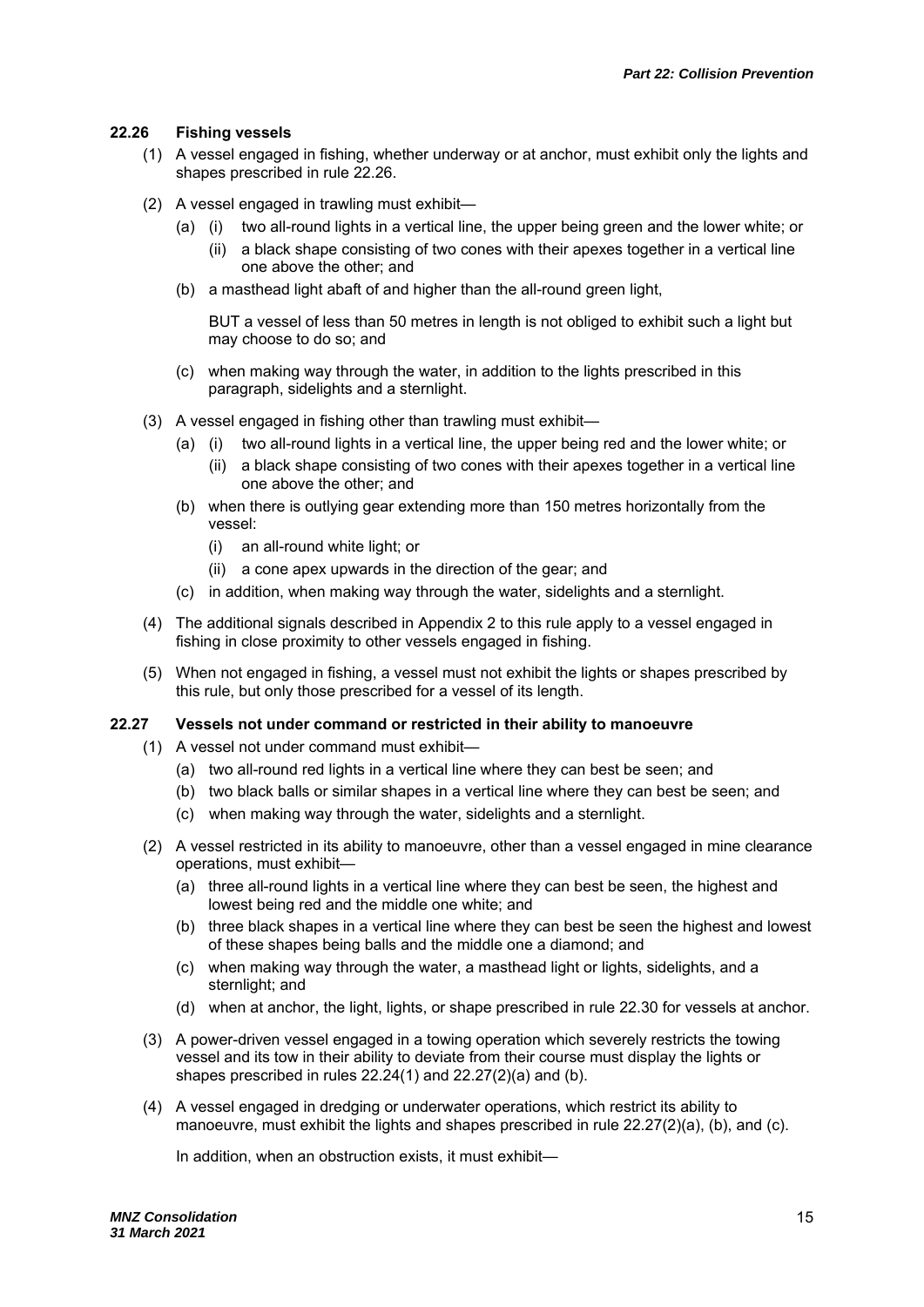### 22.26 Fishing vessels

(1) A vessel engaged in fishing, whether underway or at anchor, must exhibit only the lights and shapes prescribed in rule 22.26.

(2) A vessel engaged in trawling must exhibit—

- (a) (i) two all-round lights in a vertical line, the upper being green and the lower white; or
  - (ii) a black shape consisting of two cones with their apexes together in a vertical line one above the other; and
- (b) a masthead light abaft of and higher than the all-round green light,

  BUT a vessel of less than 50 metres in length is not obliged to exhibit such a light but may choose to do so; and
- (c) when making way through the water, in addition to the lights prescribed in this paragraph, sidelights and a sternlight.

(3) A vessel engaged in fishing other than trawling must exhibit—

- (a) (i) two all-round lights in a vertical line, the upper being red and the lower white; or
  - (ii) a black shape consisting of two cones with their apexes together in a vertical line one above the other; and
- (b) when there is outlying gear extending more than 150 metres horizontally from the vessel:
  - (i) an all-round white light; or
  - (ii) a cone apex upwards in the direction of the gear; and
- (c) in addition, when making way through the water, sidelights and a sternlight.

(4) The additional signals described in Appendix 2 to this rule apply to a vessel engaged in fishing in close proximity to other vessels engaged in fishing.

(5) When not engaged in fishing, a vessel must not exhibit the lights or shapes prescribed by this rule, but only those prescribed for a vessel of its length.

### 22.27 Vessels not under command or restricted in their ability to manoeuvre

(1) A vessel not under command must exhibit—

- (a) two all-round red lights in a vertical line where they can best be seen; and
- (b) two black balls or similar shapes in a vertical line where they can best be seen; and
- (c) when making way through the water, sidelights and a sternlight.

(2) A vessel restricted in its ability to manoeuvre, other than a vessel engaged in mine clearance operations, must exhibit—

- (a) three all-round lights in a vertical line where they can best be seen, the highest and lowest being red and the middle one white; and
- (b) three black shapes in a vertical line where they can best be seen the highest and lowest of these shapes being balls and the middle one a diamond; and
- (c) when making way through the water, a masthead light or lights, sidelights, and a sternlight; and
- (d) when at anchor, the light, lights, or shape prescribed in rule 22.30 for vessels at anchor.

(3) A power-driven vessel engaged in a towing operation which severely restricts the towing vessel and its tow in their ability to deviate from their course must display the lights or shapes prescribed in rules 22.24(1) and 22.27(2)(a) and (b).

(4) A vessel engaged in dredging or underwater operations, which restrict its ability to manoeuvre, must exhibit the lights and shapes prescribed in rule 22.27(2)(a), (b), and (c).

In addition, when an obstruction exists, it must exhibit—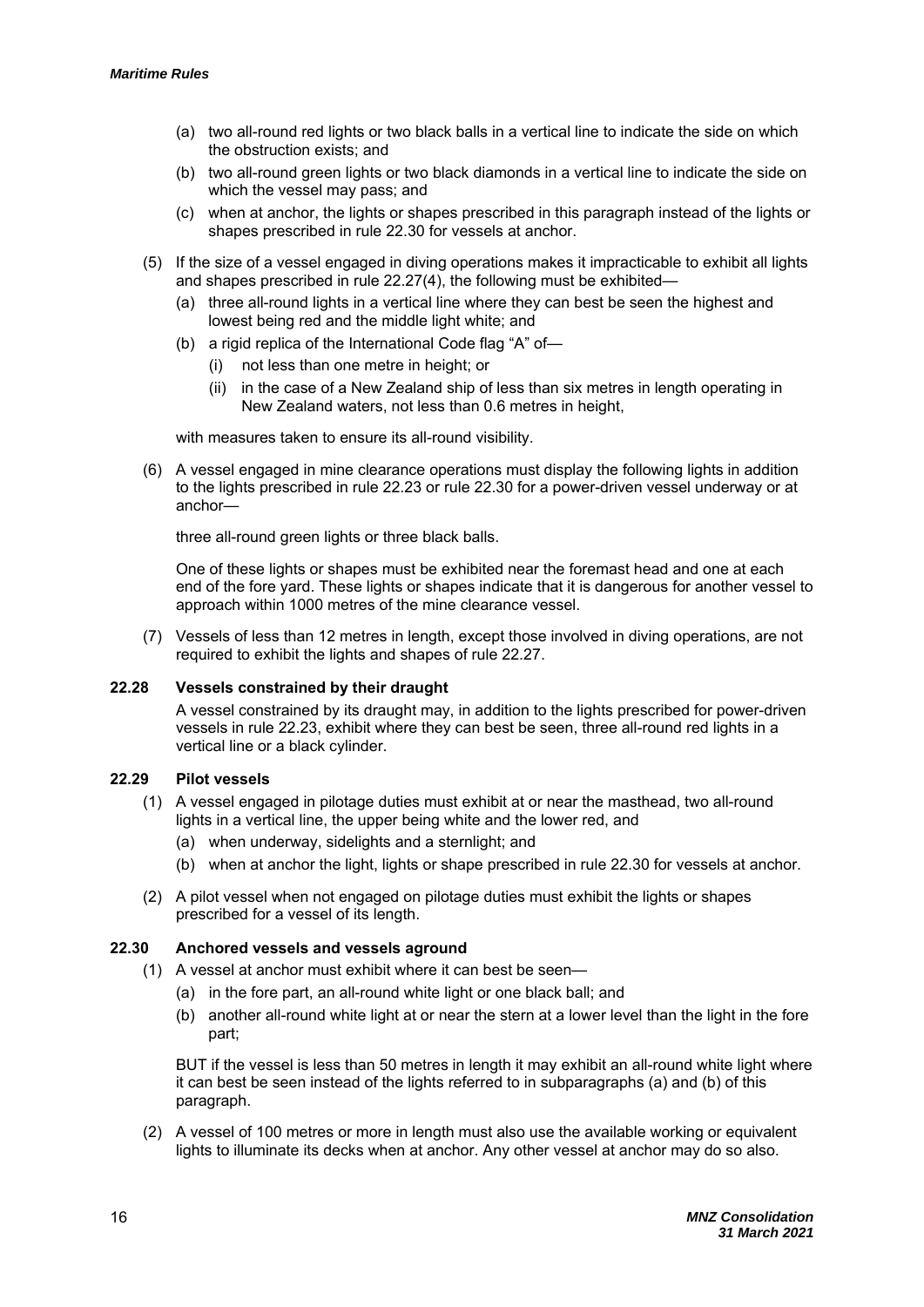(a) two all-round red lights or two black balls in a vertical line to indicate the side on which the obstruction exists; and

(b) two all-round green lights or two black diamonds in a vertical line to indicate the side on which the vessel may pass; and

(c) when at anchor, the lights or shapes prescribed in this paragraph instead of the lights or shapes prescribed in rule 22.30 for vessels at anchor.

(5) If the size of a vessel engaged in diving operations makes it impracticable to exhibit all lights and shapes prescribed in rule 22.27(4), the following must be exhibited—

(a) three all-round lights in a vertical line where they can best be seen the highest and lowest being red and the middle light white; and

(b) a rigid replica of the International Code flag "A" of—

(i) not less than one metre in height; or

(ii) in the case of a New Zealand ship of less than six metres in length operating in New Zealand waters, not less than 0.6 metres in height,

with measures taken to ensure its all-round visibility.

(6) A vessel engaged in mine clearance operations must display the following lights in addition to the lights prescribed in rule 22.23 or rule 22.30 for a power-driven vessel underway or at anchor—

three all-round green lights or three black balls.

One of these lights or shapes must be exhibited near the foremast head and one at each end of the fore yard. These lights or shapes indicate that it is dangerous for another vessel to approach within 1000 metres of the mine clearance vessel.

(7) Vessels of less than 12 metres in length, except those involved in diving operations, are not required to exhibit the lights and shapes of rule 22.27.

### 22.28 Vessels constrained by their draught

A vessel constrained by its draught may, in addition to the lights prescribed for power-driven vessels in rule 22.23, exhibit where they can best be seen, three all-round red lights in a vertical line or a black cylinder.

### 22.29 Pilot vessels

(1) A vessel engaged in pilotage duties must exhibit at or near the masthead, two all-round lights in a vertical line, the upper being white and the lower red, and

(a) when underway, sidelights and a sternlight; and

(b) when at anchor the light, lights or shape prescribed in rule 22.30 for vessels at anchor.

(2) A pilot vessel when not engaged on pilotage duties must exhibit the lights or shapes prescribed for a vessel of its length.

### 22.30 Anchored vessels and vessels aground

(1) A vessel at anchor must exhibit where it can best be seen—

(a) in the fore part, an all-round white light or one black ball; and

(b) another all-round white light at or near the stern at a lower level than the light in the fore part;

BUT if the vessel is less than 50 metres in length it may exhibit an all-round white light where it can best be seen instead of the lights referred to in subparagraphs (a) and (b) of this paragraph.

(2) A vessel of 100 metres or more in length must also use the available working or equivalent lights to illuminate its decks when at anchor. Any other vessel at anchor may do so also.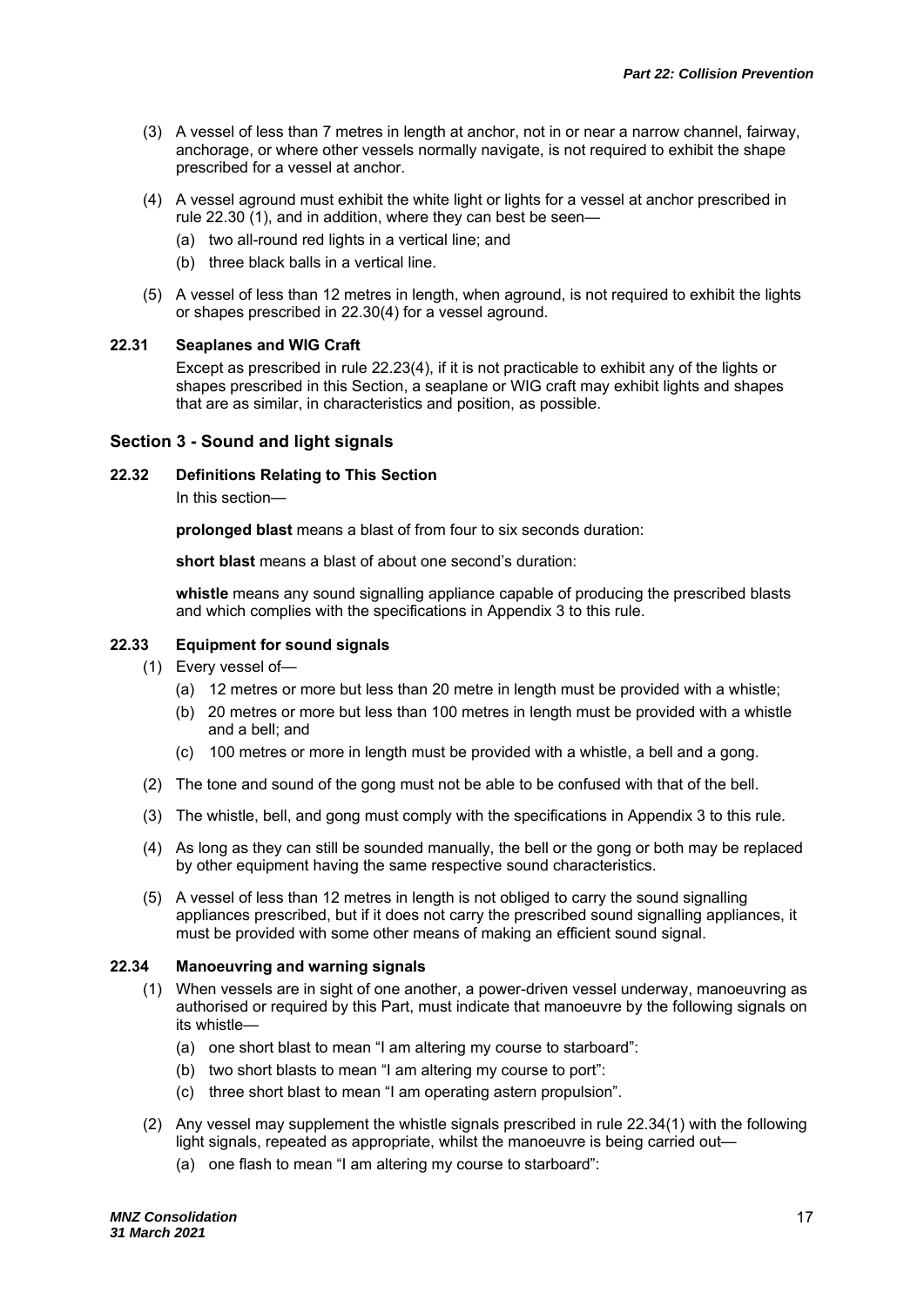(3) A vessel of less than 7 metres in length at anchor, not in or near a narrow channel, fairway, anchorage, or where other vessels normally navigate, is not required to exhibit the shape prescribed for a vessel at anchor.

(4) A vessel aground must exhibit the white light or lights for a vessel at anchor prescribed in rule 22.30 (1), and in addition, where they can best be seen—

   (a) two all-round red lights in a vertical line; and

   (b) three black balls in a vertical line.

(5) A vessel of less than 12 metres in length, when aground, is not required to exhibit the lights or shapes prescribed in 22.30(4) for a vessel aground.

### 22.31 Seaplanes and WIG Craft

Except as prescribed in rule 22.23(4), if it is not practicable to exhibit any of the lights or shapes prescribed in this Section, a seaplane or WIG craft may exhibit lights and shapes that are as similar, in characteristics and position, as possible.

## Section 3 - Sound and light signals

### 22.32 Definitions Relating to This Section

In this section—

**prolonged blast** means a blast of from four to six seconds duration:

**short blast** means a blast of about one second's duration:

**whistle** means any sound signalling appliance capable of producing the prescribed blasts and which complies with the specifications in Appendix 3 to this rule.

### 22.33 Equipment for sound signals

(1) Every vessel of—

   (a) 12 metres or more but less than 20 metre in length must be provided with a whistle;

   (b) 20 metres or more but less than 100 metres in length must be provided with a whistle and a bell; and

   (c) 100 metres or more in length must be provided with a whistle, a bell and a gong.

(2) The tone and sound of the gong must not be able to be confused with that of the bell.

(3) The whistle, bell, and gong must comply with the specifications in Appendix 3 to this rule.

(4) As long as they can still be sounded manually, the bell or the gong or both may be replaced by other equipment having the same respective sound characteristics.

(5) A vessel of less than 12 metres in length is not obliged to carry the sound signalling appliances prescribed, but if it does not carry the prescribed sound signalling appliances, it must be provided with some other means of making an efficient sound signal.

### 22.34 Manoeuvring and warning signals

(1) When vessels are in sight of one another, a power-driven vessel underway, manoeuvring as authorised or required by this Part, must indicate that manoeuvre by the following signals on its whistle—

   (a) one short blast to mean "I am altering my course to starboard":

   (b) two short blasts to mean "I am altering my course to port":

   (c) three short blast to mean "I am operating astern propulsion".

(2) Any vessel may supplement the whistle signals prescribed in rule 22.34(1) with the following light signals, repeated as appropriate, whilst the manoeuvre is being carried out—

   (a) one flash to mean "I am altering my course to starboard":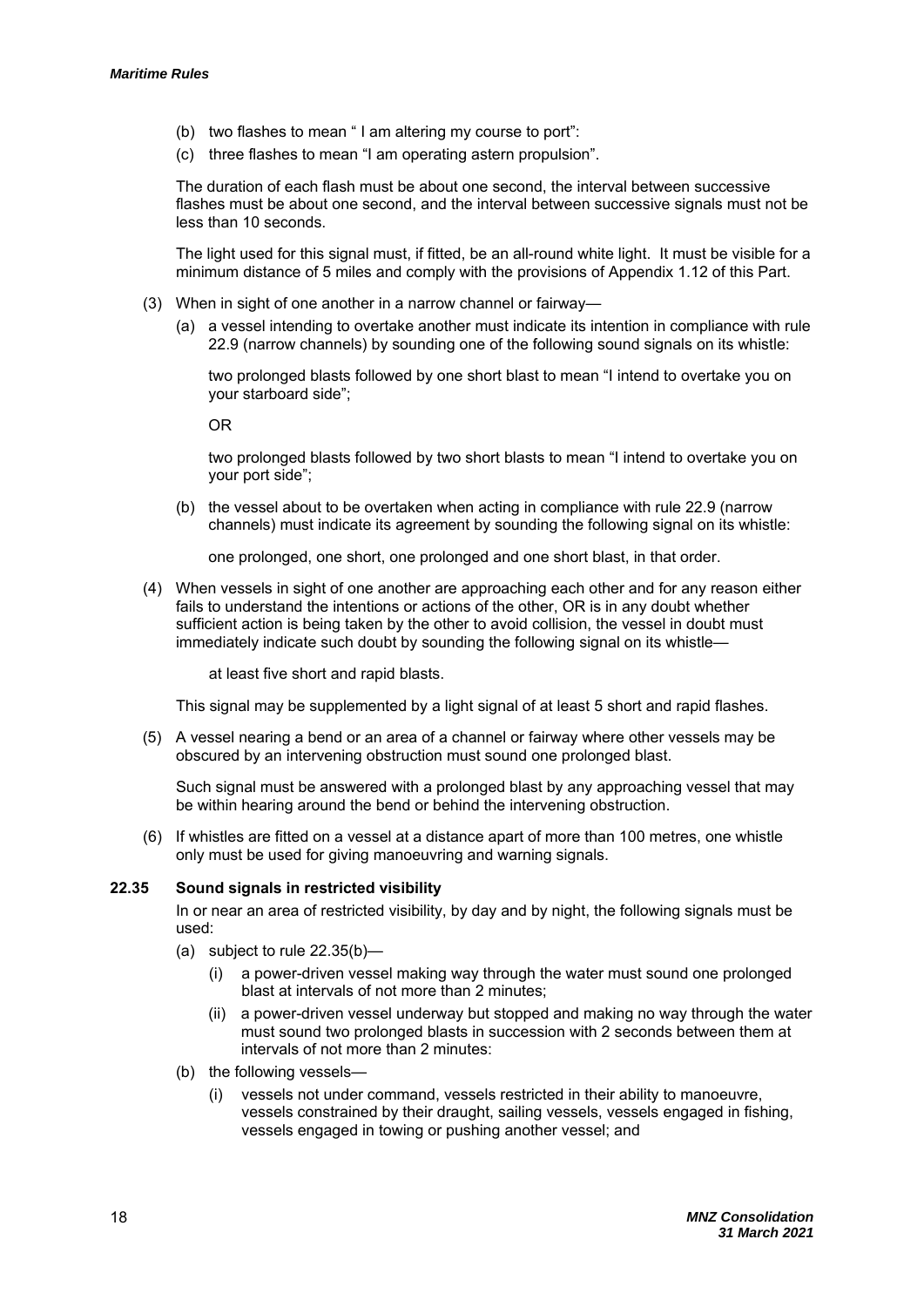- (b) two flashes to mean " I am altering my course to port":
- (c) three flashes to mean "I am operating astern propulsion".

The duration of each flash must be about one second, the interval between successive flashes must be about one second, and the interval between successive signals must not be less than 10 seconds.

The light used for this signal must, if fitted, be an all-round white light. It must be visible for a minimum distance of 5 miles and comply with the provisions of Appendix 1.12 of this Part.

(3) When in sight of one another in a narrow channel or fairway—

- (a) a vessel intending to overtake another must indicate its intention in compliance with rule 22.9 (narrow channels) by sounding one of the following sound signals on its whistle:

  two prolonged blasts followed by one short blast to mean "I intend to overtake you on your starboard side";

  OR

  two prolonged blasts followed by two short blasts to mean "I intend to overtake you on your port side";

- (b) the vessel about to be overtaken when acting in compliance with rule 22.9 (narrow channels) must indicate its agreement by sounding the following signal on its whistle:

  one prolonged, one short, one prolonged and one short blast, in that order.

(4) When vessels in sight of one another are approaching each other and for any reason either fails to understand the intentions or actions of the other, OR is in any doubt whether sufficient action is being taken by the other to avoid collision, the vessel in doubt must immediately indicate such doubt by sounding the following signal on its whistle—

at least five short and rapid blasts.

This signal may be supplemented by a light signal of at least 5 short and rapid flashes.

(5) A vessel nearing a bend or an area of a channel or fairway where other vessels may be obscured by an intervening obstruction must sound one prolonged blast.

Such signal must be answered with a prolonged blast by any approaching vessel that may be within hearing around the bend or behind the intervening obstruction.

(6) If whistles are fitted on a vessel at a distance apart of more than 100 metres, one whistle only must be used for giving manoeuvring and warning signals.

### 22.35 Sound signals in restricted visibility

In or near an area of restricted visibility, by day and by night, the following signals must be used:

- (a) subject to rule 22.35(b)—
  - (i) a power-driven vessel making way through the water must sound one prolonged blast at intervals of not more than 2 minutes;
  - (ii) a power-driven vessel underway but stopped and making no way through the water must sound two prolonged blasts in succession with 2 seconds between them at intervals of not more than 2 minutes:
- (b) the following vessels—
  - (i) vessels not under command, vessels restricted in their ability to manoeuvre, vessels constrained by their draught, sailing vessels, vessels engaged in fishing, vessels engaged in towing or pushing another vessel; and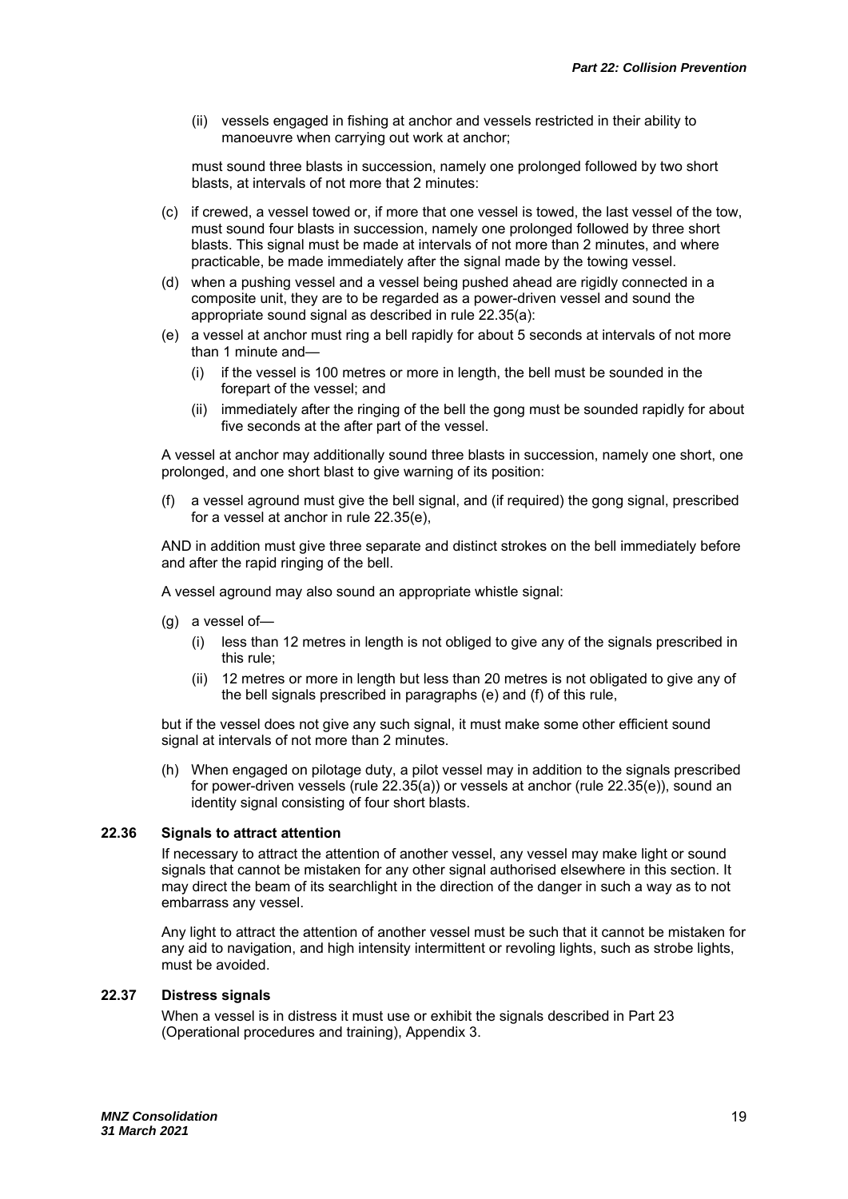(ii) vessels engaged in fishing at anchor and vessels restricted in their ability to manoeuvre when carrying out work at anchor;

must sound three blasts in succession, namely one prolonged followed by two short blasts, at intervals of not more that 2 minutes:

(c) if crewed, a vessel towed or, if more that one vessel is towed, the last vessel of the tow, must sound four blasts in succession, namely one prolonged followed by three short blasts. This signal must be made at intervals of not more than 2 minutes, and where practicable, be made immediately after the signal made by the towing vessel.

(d) when a pushing vessel and a vessel being pushed ahead are rigidly connected in a composite unit, they are to be regarded as a power-driven vessel and sound the appropriate sound signal as described in rule 22.35(a):

(e) a vessel at anchor must ring a bell rapidly for about 5 seconds at intervals of not more than 1 minute and—

   (i) if the vessel is 100 metres or more in length, the bell must be sounded in the forepart of the vessel; and

   (ii) immediately after the ringing of the bell the gong must be sounded rapidly for about five seconds at the after part of the vessel.

A vessel at anchor may additionally sound three blasts in succession, namely one short, one prolonged, and one short blast to give warning of its position:

(f) a vessel aground must give the bell signal, and (if required) the gong signal, prescribed for a vessel at anchor in rule 22.35(e),

AND in addition must give three separate and distinct strokes on the bell immediately before and after the rapid ringing of the bell.

A vessel aground may also sound an appropriate whistle signal:

(g) a vessel of—

   (i) less than 12 metres in length is not obliged to give any of the signals prescribed in this rule;

   (ii) 12 metres or more in length but less than 20 metres is not obligated to give any of the bell signals prescribed in paragraphs (e) and (f) of this rule,

but if the vessel does not give any such signal, it must make some other efficient sound signal at intervals of not more than 2 minutes.

(h) When engaged on pilotage duty, a pilot vessel may in addition to the signals prescribed for power-driven vessels (rule 22.35(a)) or vessels at anchor (rule 22.35(e)), sound an identity signal consisting of four short blasts.

### 22.36 Signals to attract attention

If necessary to attract the attention of another vessel, any vessel may make light or sound signals that cannot be mistaken for any other signal authorised elsewhere in this section. It may direct the beam of its searchlight in the direction of the danger in such a way as to not embarrass any vessel.

Any light to attract the attention of another vessel must be such that it cannot be mistaken for any aid to navigation, and high intensity intermittent or revoling lights, such as strobe lights, must be avoided.

### 22.37 Distress signals

When a vessel is in distress it must use or exhibit the signals described in Part 23 (Operational procedures and training), Appendix 3.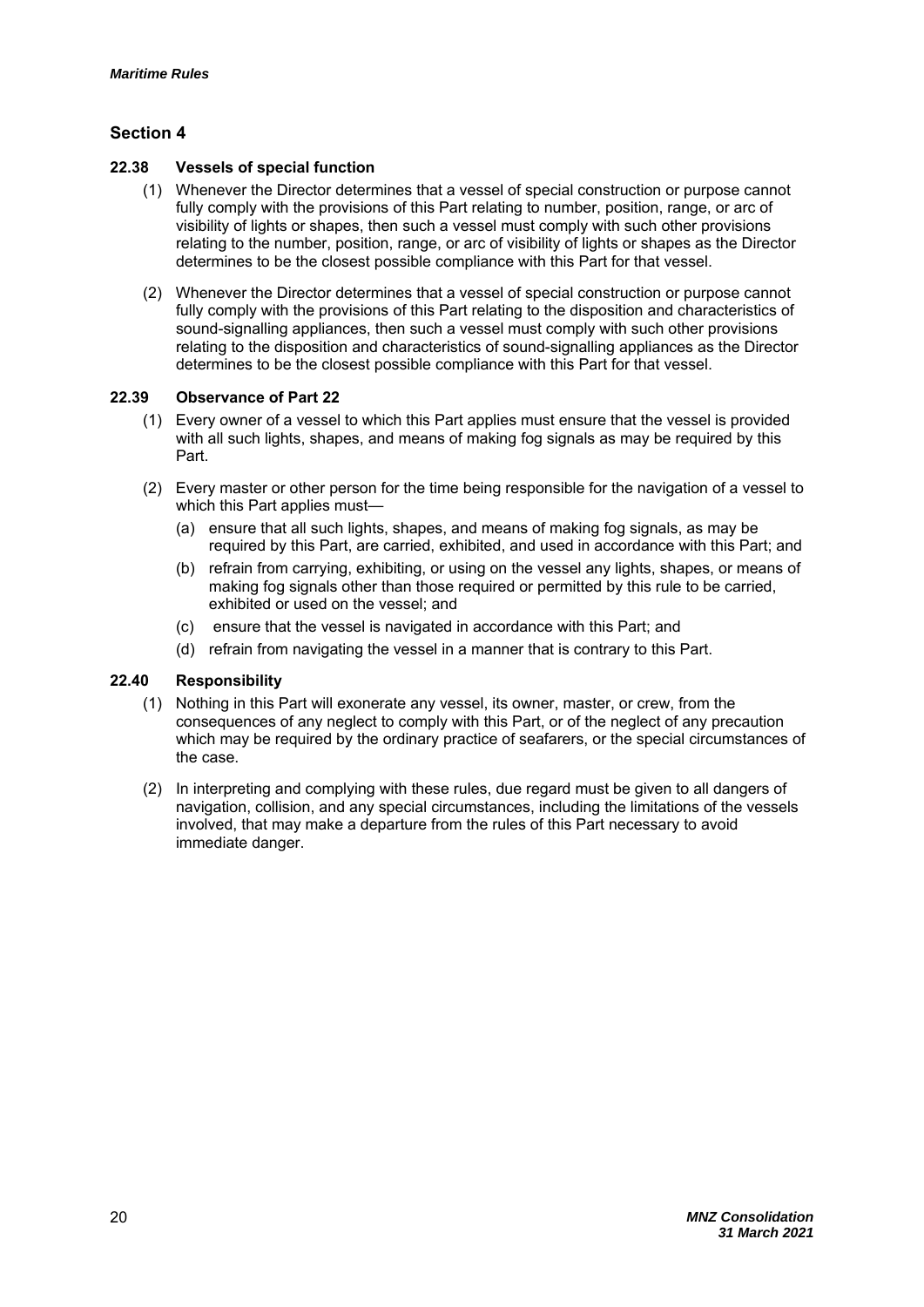## Section 4

### 22.38 Vessels of special function

(1) Whenever the Director determines that a vessel of special construction or purpose cannot fully comply with the provisions of this Part relating to number, position, range, or arc of visibility of lights or shapes, then such a vessel must comply with such other provisions relating to the number, position, range, or arc of visibility of lights or shapes as the Director determines to be the closest possible compliance with this Part for that vessel.

(2) Whenever the Director determines that a vessel of special construction or purpose cannot fully comply with the provisions of this Part relating to the disposition and characteristics of sound-signalling appliances, then such a vessel must comply with such other provisions relating to the disposition and characteristics of sound-signalling appliances as the Director determines to be the closest possible compliance with this Part for that vessel.

### 22.39 Observance of Part 22

(1) Every owner of a vessel to which this Part applies must ensure that the vessel is provided with all such lights, shapes, and means of making fog signals as may be required by this Part.

(2) Every master or other person for the time being responsible for the navigation of a vessel to which this Part applies must—

(a) ensure that all such lights, shapes, and means of making fog signals, as may be required by this Part, are carried, exhibited, and used in accordance with this Part; and

(b) refrain from carrying, exhibiting, or using on the vessel any lights, shapes, or means of making fog signals other than those required or permitted by this rule to be carried, exhibited or used on the vessel; and

(c) ensure that the vessel is navigated in accordance with this Part; and

(d) refrain from navigating the vessel in a manner that is contrary to this Part.

### 22.40 Responsibility

(1) Nothing in this Part will exonerate any vessel, its owner, master, or crew, from the consequences of any neglect to comply with this Part, or of the neglect of any precaution which may be required by the ordinary practice of seafarers, or the special circumstances of the case.

(2) In interpreting and complying with these rules, due regard must be given to all dangers of navigation, collision, and any special circumstances, including the limitations of the vessels involved, that may make a departure from the rules of this Part necessary to avoid immediate danger.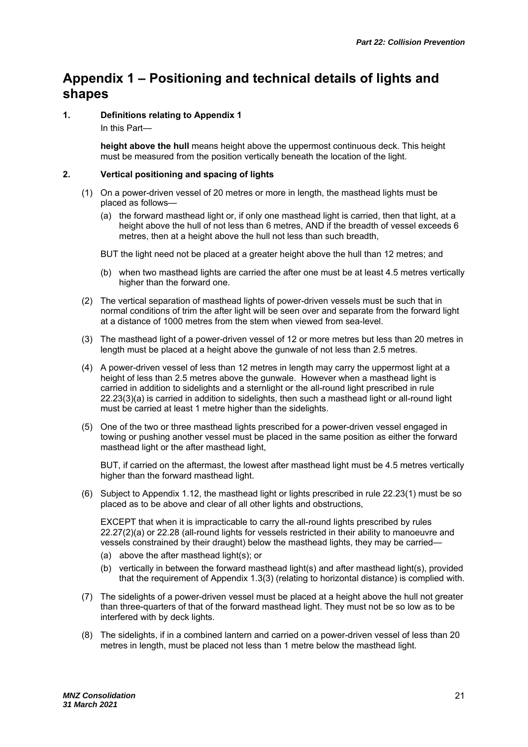# Appendix 1 – Positioning and technical details of lights and shapes

## 1. Definitions relating to Appendix 1

In this Part—

**height above the hull** means height above the uppermost continuous deck. This height must be measured from the position vertically beneath the location of the light.

## 2. Vertical positioning and spacing of lights

(1) On a power-driven vessel of 20 metres or more in length, the masthead lights must be placed as follows—

(a) the forward masthead light or, if only one masthead light is carried, then that light, at a height above the hull of not less than 6 metres, AND if the breadth of vessel exceeds 6 metres, then at a height above the hull not less than such breadth,

BUT the light need not be placed at a greater height above the hull than 12 metres; and

(b) when two masthead lights are carried the after one must be at least 4.5 metres vertically higher than the forward one.

(2) The vertical separation of masthead lights of power-driven vessels must be such that in normal conditions of trim the after light will be seen over and separate from the forward light at a distance of 1000 metres from the stem when viewed from sea-level.

(3) The masthead light of a power-driven vessel of 12 or more metres but less than 20 metres in length must be placed at a height above the gunwale of not less than 2.5 metres.

(4) A power-driven vessel of less than 12 metres in length may carry the uppermost light at a height of less than 2.5 metres above the gunwale. However when a masthead light is carried in addition to sidelights and a sternlight or the all-round light prescribed in rule 22.23(3)(a) is carried in addition to sidelights, then such a masthead light or all-round light must be carried at least 1 metre higher than the sidelights.

(5) One of the two or three masthead lights prescribed for a power-driven vessel engaged in towing or pushing another vessel must be placed in the same position as either the forward masthead light or the after masthead light,

BUT, if carried on the aftermast, the lowest after masthead light must be 4.5 metres vertically higher than the forward masthead light.

(6) Subject to Appendix 1.12, the masthead light or lights prescribed in rule 22.23(1) must be so placed as to be above and clear of all other lights and obstructions,

EXCEPT that when it is impracticable to carry the all-round lights prescribed by rules 22.27(2)(a) or 22.28 (all-round lights for vessels restricted in their ability to manoeuvre and vessels constrained by their draught) below the masthead lights, they may be carried—

(a) above the after masthead light(s); or

(b) vertically in between the forward masthead light(s) and after masthead light(s), provided that the requirement of Appendix 1.3(3) (relating to horizontal distance) is complied with.

(7) The sidelights of a power-driven vessel must be placed at a height above the hull not greater than three-quarters of that of the forward masthead light. They must not be so low as to be interfered with by deck lights.

(8) The sidelights, if in a combined lantern and carried on a power-driven vessel of less than 20 metres in length, must be placed not less than 1 metre below the masthead light.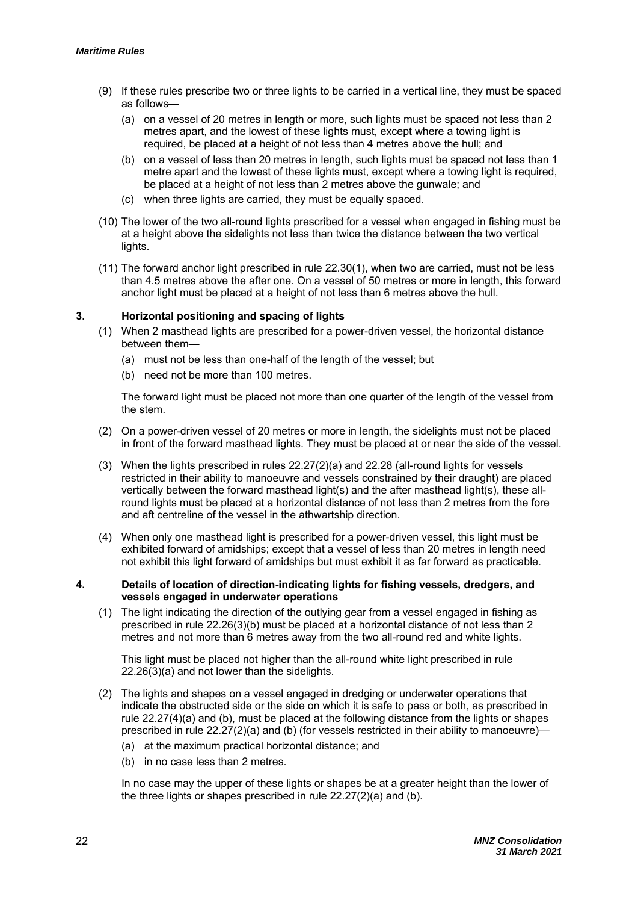(9) If these rules prescribe two or three lights to be carried in a vertical line, they must be spaced as follows—

   (a) on a vessel of 20 metres in length or more, such lights must be spaced not less than 2 metres apart, and the lowest of these lights must, except where a towing light is required, be placed at a height of not less than 4 metres above the hull; and

   (b) on a vessel of less than 20 metres in length, such lights must be spaced not less than 1 metre apart and the lowest of these lights must, except where a towing light is required, be placed at a height of not less than 2 metres above the gunwale; and

   (c) when three lights are carried, they must be equally spaced.

(10) The lower of the two all-round lights prescribed for a vessel when engaged in fishing must be at a height above the sidelights not less than twice the distance between the two vertical lights.

(11) The forward anchor light prescribed in rule 22.30(1), when two are carried, must not be less than 4.5 metres above the after one. On a vessel of 50 metres or more in length, this forward anchor light must be placed at a height of not less than 6 metres above the hull.

## 3. Horizontal positioning and spacing of lights

(1) When 2 masthead lights are prescribed for a power-driven vessel, the horizontal distance between them—

   (a) must not be less than one-half of the length of the vessel; but

   (b) need not be more than 100 metres.

   The forward light must be placed not more than one quarter of the length of the vessel from the stem.

(2) On a power-driven vessel of 20 metres or more in length, the sidelights must not be placed in front of the forward masthead lights. They must be placed at or near the side of the vessel.

(3) When the lights prescribed in rules 22.27(2)(a) and 22.28 (all-round lights for vessels restricted in their ability to manoeuvre and vessels constrained by their draught) are placed vertically between the forward masthead light(s) and the after masthead light(s), these all-round lights must be placed at a horizontal distance of not less than 2 metres from the fore and aft centreline of the vessel in the athwartship direction.

(4) When only one masthead light is prescribed for a power-driven vessel, this light must be exhibited forward of amidships; except that a vessel of less than 20 metres in length need not exhibit this light forward of amidships but must exhibit it as far forward as practicable.

## 4. Details of location of direction-indicating lights for fishing vessels, dredgers, and vessels engaged in underwater operations

(1) The light indicating the direction of the outlying gear from a vessel engaged in fishing as prescribed in rule 22.26(3)(b) must be placed at a horizontal distance of not less than 2 metres and not more than 6 metres away from the two all-round red and white lights.

   This light must be placed not higher than the all-round white light prescribed in rule 22.26(3)(a) and not lower than the sidelights.

(2) The lights and shapes on a vessel engaged in dredging or underwater operations that indicate the obstructed side or the side on which it is safe to pass or both, as prescribed in rule 22.27(4)(a) and (b), must be placed at the following distance from the lights or shapes prescribed in rule 22.27(2)(a) and (b) (for vessels restricted in their ability to manoeuvre)—

   (a) at the maximum practical horizontal distance; and

   (b) in no case less than 2 metres.

   In no case may the upper of these lights or shapes be at a greater height than the lower of the three lights or shapes prescribed in rule 22.27(2)(a) and (b).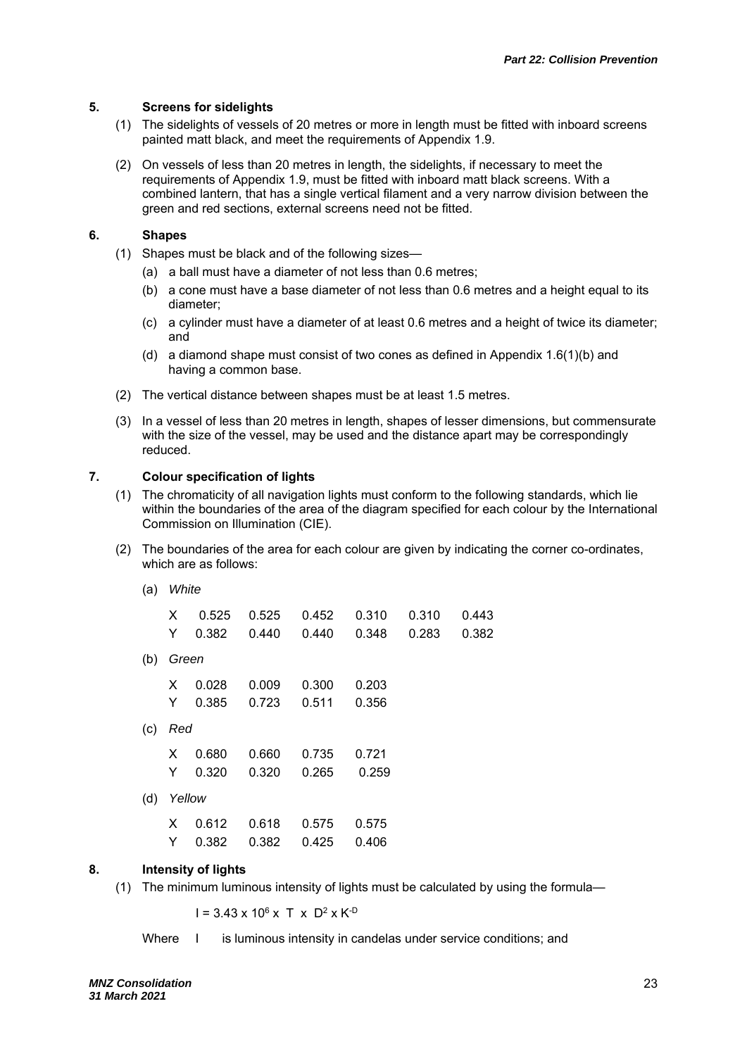## 5. Screens for sidelights

(1) The sidelights of vessels of 20 metres or more in length must be fitted with inboard screens painted matt black, and meet the requirements of Appendix 1.9.

(2) On vessels of less than 20 metres in length, the sidelights, if necessary to meet the requirements of Appendix 1.9, must be fitted with inboard matt black screens. With a combined lantern, that has a single vertical filament and a very narrow division between the green and red sections, external screens need not be fitted.

## 6. Shapes

(1) Shapes must be black and of the following sizes—

- (a) a ball must have a diameter of not less than 0.6 metres;
- (b) a cone must have a base diameter of not less than 0.6 metres and a height equal to its diameter;
- (c) a cylinder must have a diameter of at least 0.6 metres and a height of twice its diameter; and
- (d) a diamond shape must consist of two cones as defined in Appendix 1.6(1)(b) and having a common base.

(2) The vertical distance between shapes must be at least 1.5 metres.

(3) In a vessel of less than 20 metres in length, shapes of lesser dimensions, but commensurate with the size of the vessel, may be used and the distance apart may be correspondingly reduced.

## 7. Colour specification of lights

(1) The chromaticity of all navigation lights must conform to the following standards, which lie within the boundaries of the area of the diagram specified for each colour by the International Commission on Illumination (CIE).

(2) The boundaries of the area for each colour are given by indicating the corner co-ordinates, which are as follows:

(a) *White*

| | | | | | | |
|---|---|---|---|---|---|---|
| X | 0.525 | 0.525 | 0.452 | 0.310 | 0.310 | 0.443 |
| Y | 0.382 | 0.440 | 0.440 | 0.348 | 0.283 | 0.382 |

(b) *Green*

| | | | | |
|---|---|---|---|---|
| X | 0.028 | 0.009 | 0.300 | 0.203 |
| Y | 0.385 | 0.723 | 0.511 | 0.356 |

(c) *Red*

| | | | | |
|---|---|---|---|---|
| X | 0.680 | 0.660 | 0.735 | 0.721 |
| Y | 0.320 | 0.320 | 0.265 | 0.259 |

(d) *Yellow*

| | | | | |
|---|---|---|---|---|
| X | 0.612 | 0.618 | 0.575 | 0.575 |
| Y | 0.382 | 0.382 | 0.425 | 0.406 |

## 8. Intensity of lights

(1) The minimum luminous intensity of lights must be calculated by using the formula—

$$I = 3.43 \times 10^6 \times T \times D^2 \times K^{-D}$$

Where I is luminous intensity in candelas under service conditions; and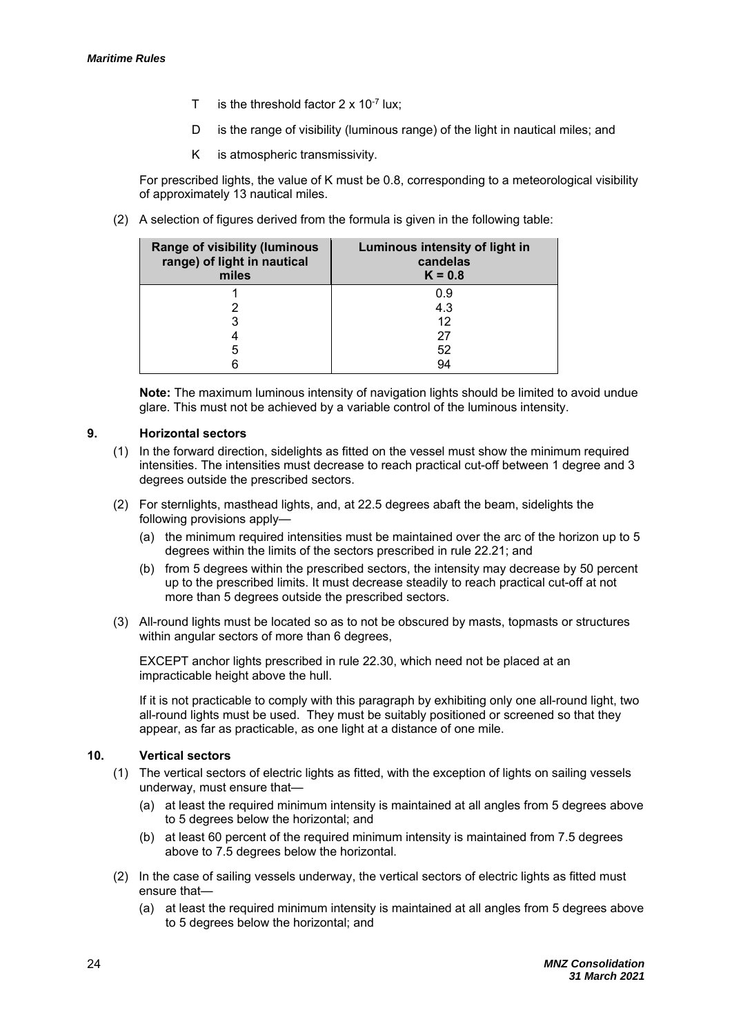T is the threshold factor $2 \times 10^{-7}$ lux;

D is the range of visibility (luminous range) of the light in nautical miles; and

K is atmospheric transmissivity.

For prescribed lights, the value of K must be 0.8, corresponding to a meteorological visibility of approximately 13 nautical miles.

(2) A selection of figures derived from the formula is given in the following table:

| Range of visibility (luminous range) of light in nautical miles | Luminous intensity of light in candelas K = 0.8 |
|---|---|
| 1 | 0.9 |
| 2 | 4.3 |
| 3 | 12 |
| 4 | 27 |
| 5 | 52 |
| 6 | 94 |

**Note:** The maximum luminous intensity of navigation lights should be limited to avoid undue glare. This must not be achieved by a variable control of the luminous intensity.

## 9. Horizontal sectors

(1) In the forward direction, sidelights as fitted on the vessel must show the minimum required intensities. The intensities must decrease to reach practical cut-off between 1 degree and 3 degrees outside the prescribed sectors.

(2) For sternlights, masthead lights, and, at 22.5 degrees abaft the beam, sidelights the following provisions apply—

(a) the minimum required intensities must be maintained over the arc of the horizon up to 5 degrees within the limits of the sectors prescribed in rule 22.21; and

(b) from 5 degrees within the prescribed sectors, the intensity may decrease by 50 percent up to the prescribed limits. It must decrease steadily to reach practical cut-off at not more than 5 degrees outside the prescribed sectors.

(3) All-round lights must be located so as to not be obscured by masts, topmasts or structures within angular sectors of more than 6 degrees,

EXCEPT anchor lights prescribed in rule 22.30, which need not be placed at an impracticable height above the hull.

If it is not practicable to comply with this paragraph by exhibiting only one all-round light, two all-round lights must be used. They must be suitably positioned or screened so that they appear, as far as practicable, as one light at a distance of one mile.

## 10. Vertical sectors

(1) The vertical sectors of electric lights as fitted, with the exception of lights on sailing vessels underway, must ensure that—

(a) at least the required minimum intensity is maintained at all angles from 5 degrees above to 5 degrees below the horizontal; and

(b) at least 60 percent of the required minimum intensity is maintained from 7.5 degrees above to 7.5 degrees below the horizontal.

(2) In the case of sailing vessels underway, the vertical sectors of electric lights as fitted must ensure that—

(a) at least the required minimum intensity is maintained at all angles from 5 degrees above to 5 degrees below the horizontal; and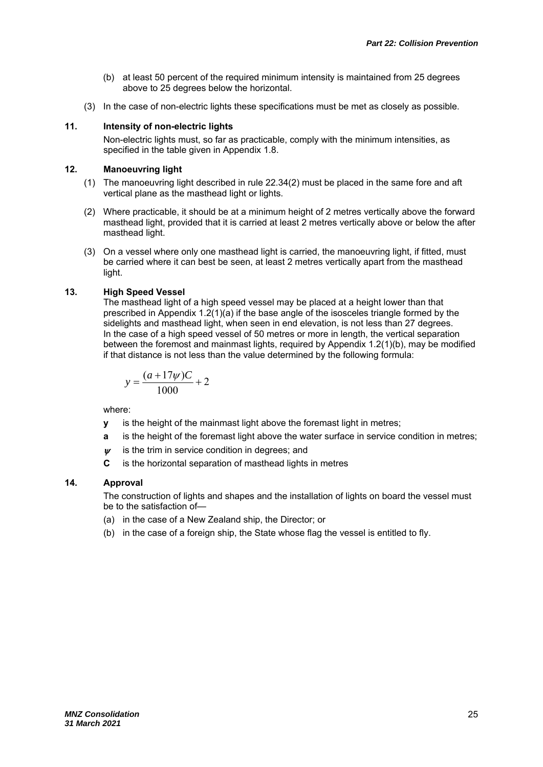(b) at least 50 percent of the required minimum intensity is maintained from 25 degrees above to 25 degrees below the horizontal.

(3) In the case of non-electric lights these specifications must be met as closely as possible.

### 11. Intensity of non-electric lights

Non-electric lights must, so far as practicable, comply with the minimum intensities, as specified in the table given in Appendix 1.8.

### 12. Manoeuvring light

(1) The manoeuvring light described in rule 22.34(2) must be placed in the same fore and aft vertical plane as the masthead light or lights.

(2) Where practicable, it should be at a minimum height of 2 metres vertically above the forward masthead light, provided that it is carried at least 2 metres vertically above or below the after masthead light.

(3) On a vessel where only one masthead light is carried, the manoeuvring light, if fitted, must be carried where it can best be seen, at least 2 metres vertically apart from the masthead light.

### 13. High Speed Vessel

The masthead light of a high speed vessel may be placed at a height lower than that prescribed in Appendix 1.2(1)(a) if the base angle of the isosceles triangle formed by the sidelights and masthead light, when seen in end elevation, is not less than 27 degrees. In the case of a high speed vessel of 50 metres or more in length, the vertical separation between the foremost and mainmast lights, required by Appendix 1.2(1)(b), may be modified if that distance is not less than the value determined by the following formula:

$$y = \frac{(a + 17\psi)C}{1000} + 2$$

where:

- **y** is the height of the mainmast light above the foremast light in metres;
- **a** is the height of the foremast light above the water surface in service condition in metres;
- $\psi$ is the trim in service condition in degrees; and
- **C** is the horizontal separation of masthead lights in metres

### 14. Approval

The construction of lights and shapes and the installation of lights on board the vessel must be to the satisfaction of—

(a) in the case of a New Zealand ship, the Director; or

(b) in the case of a foreign ship, the State whose flag the vessel is entitled to fly.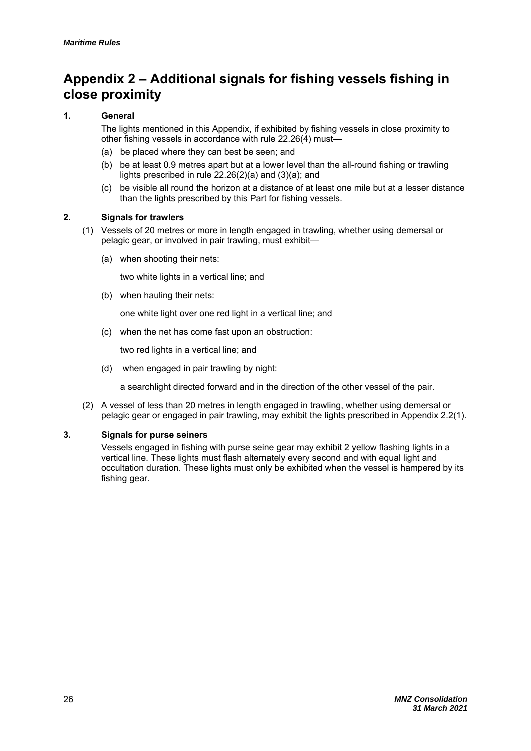# Appendix 2 – Additional signals for fishing vessels fishing in close proximity

## 1. General

The lights mentioned in this Appendix, if exhibited by fishing vessels in close proximity to other fishing vessels in accordance with rule 22.26(4) must—

(a) be placed where they can best be seen; and

(b) be at least 0.9 metres apart but at a lower level than the all-round fishing or trawling lights prescribed in rule 22.26(2)(a) and (3)(a); and

(c) be visible all round the horizon at a distance of at least one mile but at a lesser distance than the lights prescribed by this Part for fishing vessels.

## 2. Signals for trawlers

(1) Vessels of 20 metres or more in length engaged in trawling, whether using demersal or pelagic gear, or involved in pair trawling, must exhibit—

(a) when shooting their nets:

two white lights in a vertical line; and

(b) when hauling their nets:

one white light over one red light in a vertical line; and

(c) when the net has come fast upon an obstruction:

two red lights in a vertical line; and

(d) when engaged in pair trawling by night:

a searchlight directed forward and in the direction of the other vessel of the pair.

(2) A vessel of less than 20 metres in length engaged in trawling, whether using demersal or pelagic gear or engaged in pair trawling, may exhibit the lights prescribed in Appendix 2.2(1).

## 3. Signals for purse seiners

Vessels engaged in fishing with purse seine gear may exhibit 2 yellow flashing lights in a vertical line. These lights must flash alternately every second and with equal light and occultation duration. These lights must only be exhibited when the vessel is hampered by its fishing gear.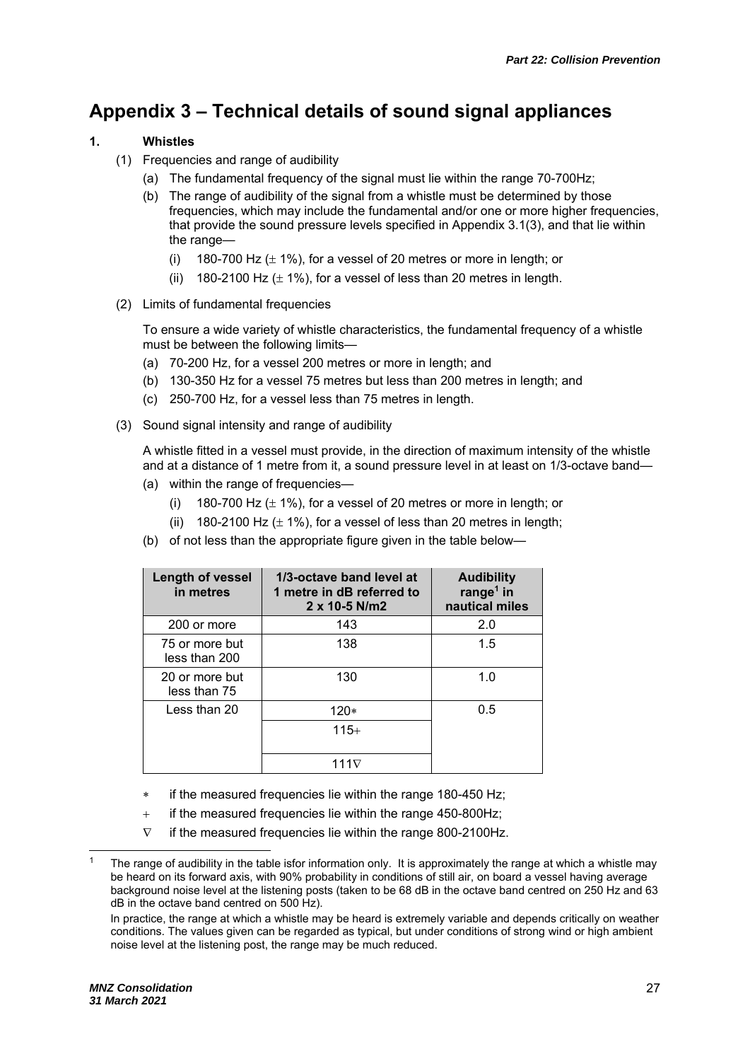# Appendix 3 – Technical details of sound signal appliances

**1. Whistles**

(1) Frequencies and range of audibility

(a) The fundamental frequency of the signal must lie within the range 70-700Hz;

(b) The range of audibility of the signal from a whistle must be determined by those frequencies, which may include the fundamental and/or one or more higher frequencies, that provide the sound pressure levels specified in Appendix 3.1(3), and that lie within the range—

(i) 180-700 Hz (± 1%), for a vessel of 20 metres or more in length; or

(ii) 180-2100 Hz (± 1%), for a vessel of less than 20 metres in length.

(2) Limits of fundamental frequencies

To ensure a wide variety of whistle characteristics, the fundamental frequency of a whistle must be between the following limits—

(a) 70-200 Hz, for a vessel 200 metres or more in length; and

(b) 130-350 Hz for a vessel 75 metres but less than 200 metres in length; and

(c) 250-700 Hz, for a vessel less than 75 metres in length.

(3) Sound signal intensity and range of audibility

A whistle fitted in a vessel must provide, in the direction of maximum intensity of the whistle and at a distance of 1 metre from it, a sound pressure level in at least on 1/3-octave band—

(a) within the range of frequencies—

(i) 180-700 Hz (± 1%), for a vessel of 20 metres or more in length; or

(ii) 180-2100 Hz (± 1%), for a vessel of less than 20 metres in length;

(b) of not less than the appropriate figure given in the table below—

| Length of vessel in metres | 1/3-octave band level at 1 metre in dB referred to 2 x 10-5 N/m2 | Audibility range[1] in nautical miles |
|---|---|---|
| 200 or more | 143 | 2.0 |
| 75 or more but less than 200 | 138 | 1.5 |
| 20 or more but less than 75 | 130 | 1.0 |
| Less than 20 | 120∗ | 0.5 |
| | 115+ | |
| | 111∇ | |

∗ if the measured frequencies lie within the range 180-450 Hz;

+ if the measured frequencies lie within the range 450-800Hz;

∇ if the measured frequencies lie within the range 800-2100Hz.

[1] The range of audibility in the table isfor information only. It is approximately the range at which a whistle may be heard on its forward axis, with 90% probability in conditions of still air, on board a vessel having average background noise level at the listening posts (taken to be 68 dB in the octave band centred on 250 Hz and 63 dB in the octave band centred on 500 Hz).

In practice, the range at which a whistle may be heard is extremely variable and depends critically on weather conditions. The values given can be regarded as typical, but under conditions of strong wind or high ambient noise level at the listening post, the range may be much reduced.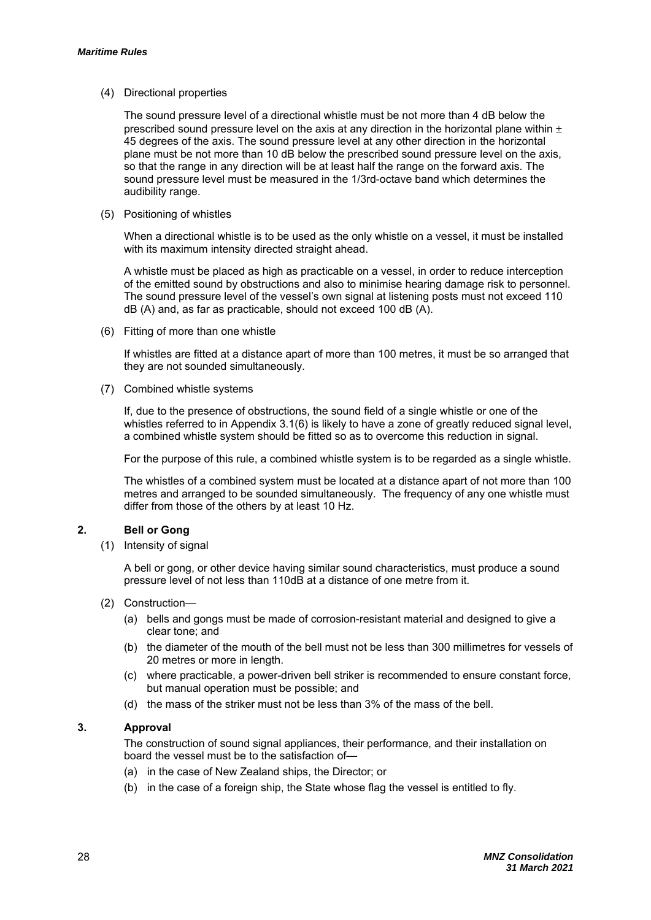(4) Directional properties

The sound pressure level of a directional whistle must be not more than 4 dB below the prescribed sound pressure level on the axis at any direction in the horizontal plane within ± 45 degrees of the axis. The sound pressure level at any other direction in the horizontal plane must be not more than 10 dB below the prescribed sound pressure level on the axis, so that the range in any direction will be at least half the range on the forward axis. The sound pressure level must be measured in the 1/3rd-octave band which determines the audibility range.

(5) Positioning of whistles

When a directional whistle is to be used as the only whistle on a vessel, it must be installed with its maximum intensity directed straight ahead.

A whistle must be placed as high as practicable on a vessel, in order to reduce interception of the emitted sound by obstructions and also to minimise hearing damage risk to personnel. The sound pressure level of the vessel's own signal at listening posts must not exceed 110 dB (A) and, as far as practicable, should not exceed 100 dB (A).

(6) Fitting of more than one whistle

If whistles are fitted at a distance apart of more than 100 metres, it must be so arranged that they are not sounded simultaneously.

(7) Combined whistle systems

If, due to the presence of obstructions, the sound field of a single whistle or one of the whistles referred to in Appendix 3.1(6) is likely to have a zone of greatly reduced signal level, a combined whistle system should be fitted so as to overcome this reduction in signal.

For the purpose of this rule, a combined whistle system is to be regarded as a single whistle.

The whistles of a combined system must be located at a distance apart of not more than 100 metres and arranged to be sounded simultaneously. The frequency of any one whistle must differ from those of the others by at least 10 Hz.

## 2. Bell or Gong

(1) Intensity of signal

A bell or gong, or other device having similar sound characteristics, must produce a sound pressure level of not less than 110dB at a distance of one metre from it.

(2) Construction—

(a) bells and gongs must be made of corrosion-resistant material and designed to give a clear tone; and

(b) the diameter of the mouth of the bell must not be less than 300 millimetres for vessels of 20 metres or more in length.

(c) where practicable, a power-driven bell striker is recommended to ensure constant force, but manual operation must be possible; and

(d) the mass of the striker must not be less than 3% of the mass of the bell.

## 3. Approval

The construction of sound signal appliances, their performance, and their installation on board the vessel must be to the satisfaction of—

(a) in the case of New Zealand ships, the Director; or

(b) in the case of a foreign ship, the State whose flag the vessel is entitled to fly.